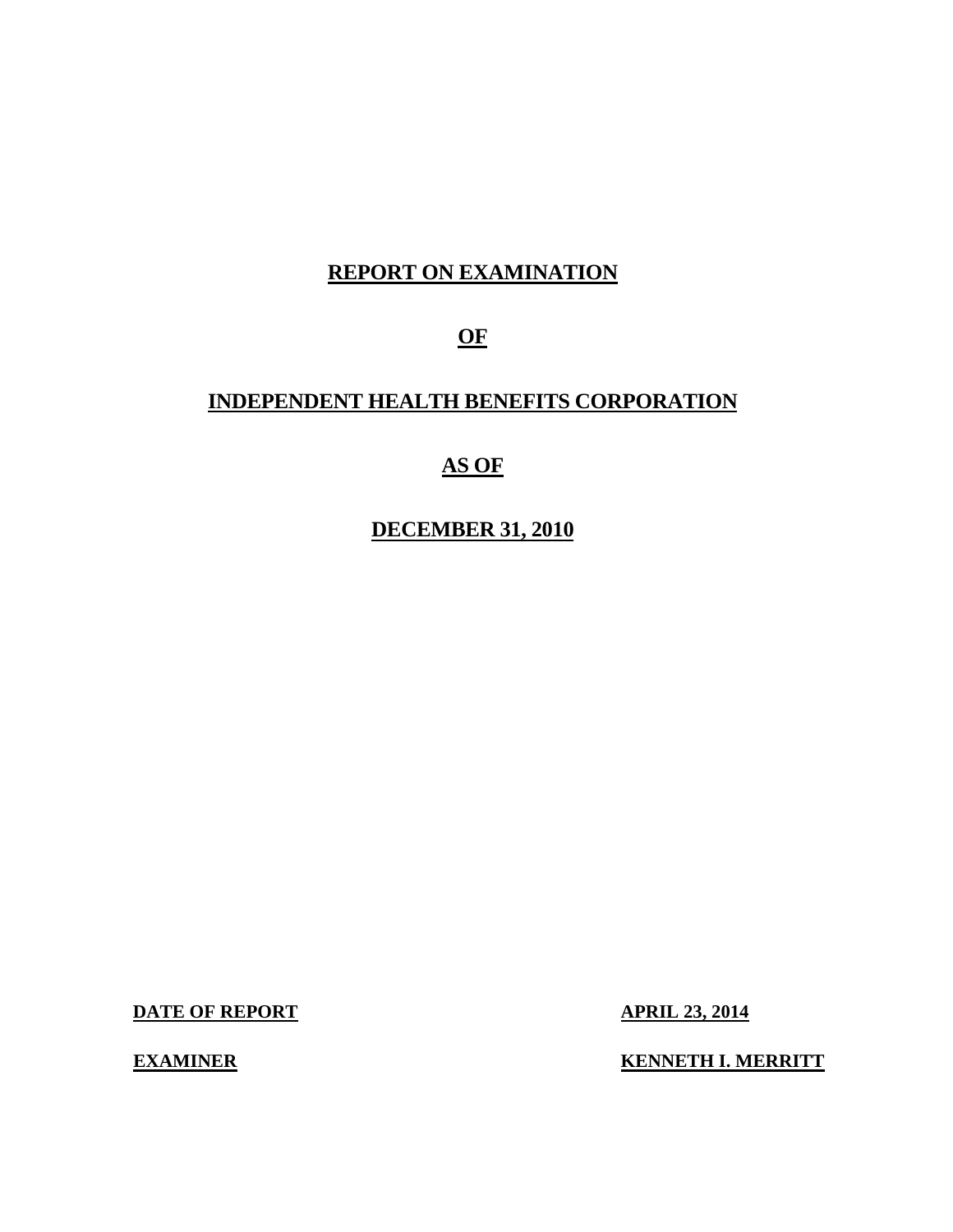# REPORT ON EXAMINATION

# OF

# INDEPENDENT HEALTH BENEFITS CORPORATION

# AS OF

# DECEMBER 31, 2010

**DATE OF REPORT** **APRIL 23, 2014**

**EXAMINER** **KENNETH I. MERRITT**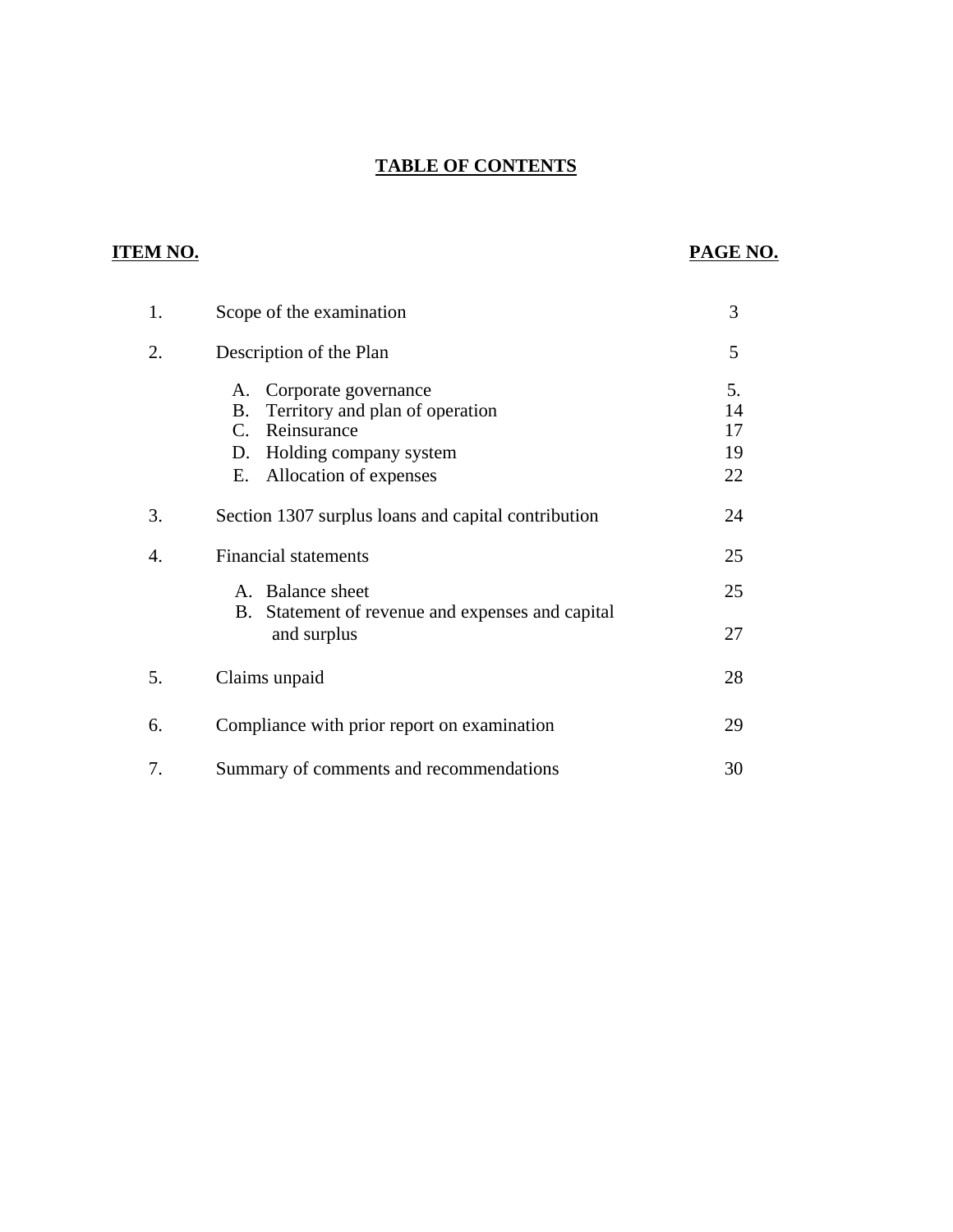# TABLE OF CONTENTS

| ITEM NO. | | PAGE NO. |
|---|---|---|
| 1. | Scope of the examination | 3 |
| 2. | Description of the Plan | 5 |
| | A. Corporate governance | 5. |
| | B. Territory and plan of operation | 14 |
| | C. Reinsurance | 17 |
| | D. Holding company system | 19 |
| | E. Allocation of expenses | 22 |
| 3. | Section 1307 surplus loans and capital contribution | 24 |
| 4. | Financial statements | 25 |
| | A. Balance sheet | 25 |
| | B. Statement of revenue and expenses and capital and surplus | 27 |
| 5. | Claims unpaid | 28 |
| 6. | Compliance with prior report on examination | 29 |
| 7. | Summary of comments and recommendations | 30 |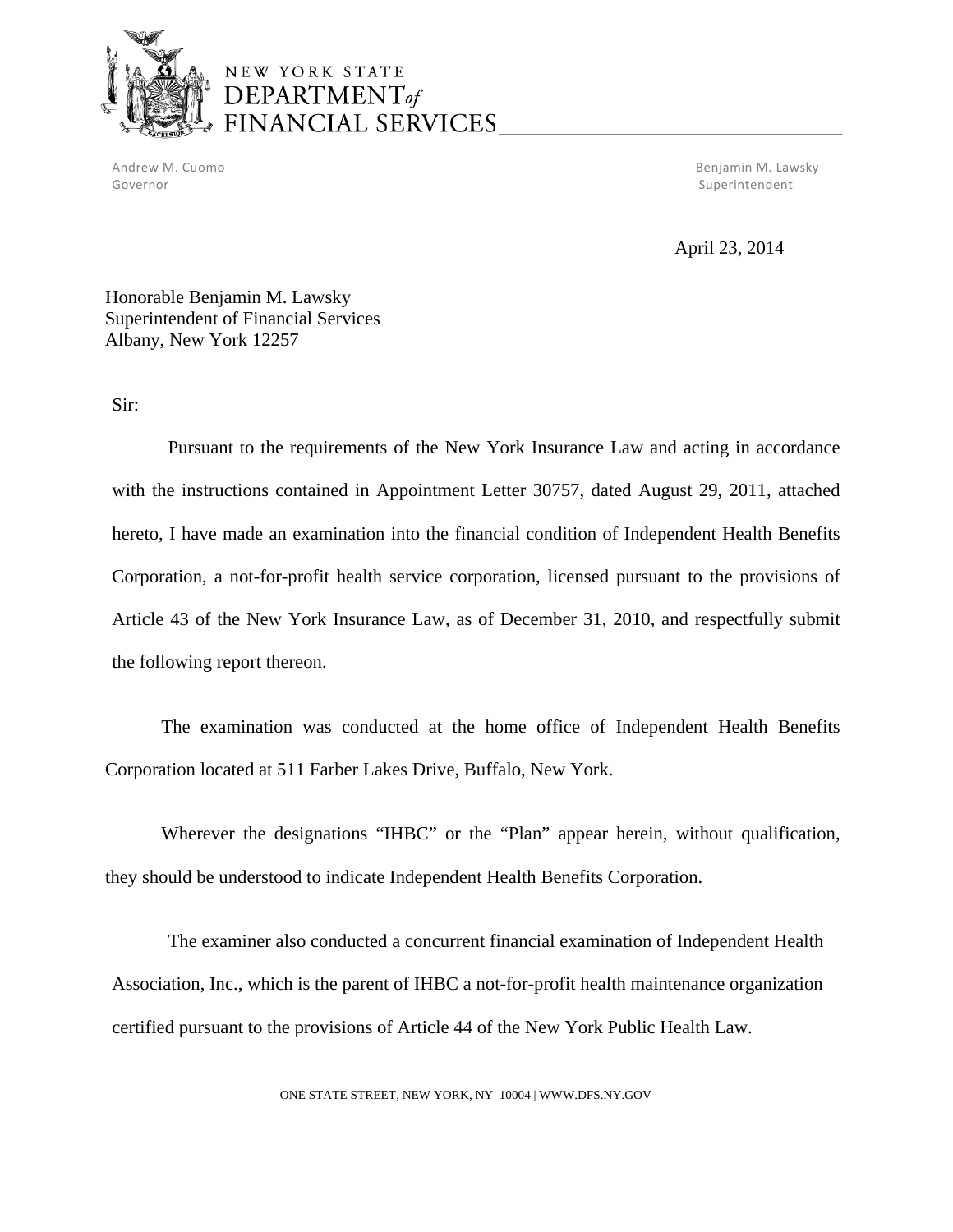NEW YORK STATE
DEPARTMENT *of*
FINANCIAL SERVICES

Andrew M. Cuomo
Governor

Benjamin M. Lawsky
Superintendent

April 23, 2014

Honorable Benjamin M. Lawsky
Superintendent of Financial Services
Albany, New York 12257

Sir:

Pursuant to the requirements of the New York Insurance Law and acting in accordance with the instructions contained in Appointment Letter 30757, dated August 29, 2011, attached hereto, I have made an examination into the financial condition of Independent Health Benefits Corporation, a not-for-profit health service corporation, licensed pursuant to the provisions of Article 43 of the New York Insurance Law, as of December 31, 2010, and respectfully submit the following report thereon.

The examination was conducted at the home office of Independent Health Benefits Corporation located at 511 Farber Lakes Drive, Buffalo, New York.

Wherever the designations "IHBC" or the "Plan" appear herein, without qualification, they should be understood to indicate Independent Health Benefits Corporation.

The examiner also conducted a concurrent financial examination of Independent Health Association, Inc., which is the parent of IHBC a not-for-profit health maintenance organization certified pursuant to the provisions of Article 44 of the New York Public Health Law.

ONE STATE STREET, NEW YORK, NY 10004 | WWW.DFS.NY.GOV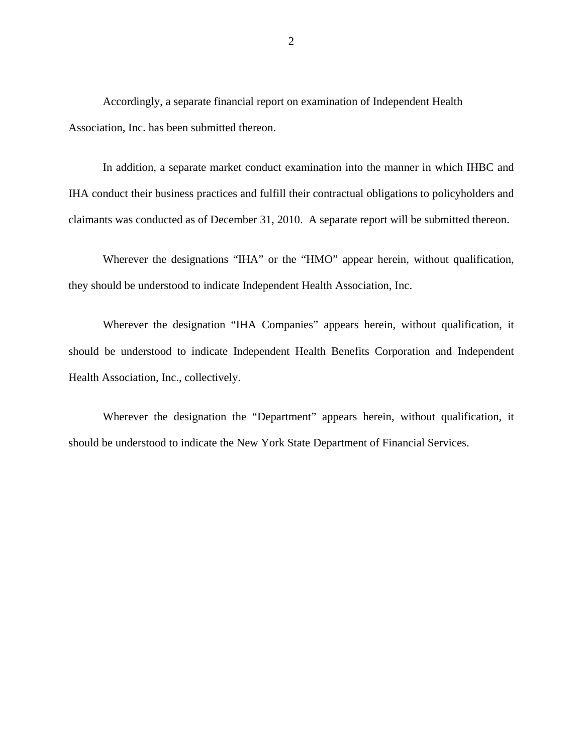Accordingly, a separate financial report on examination of Independent Health Association, Inc. has been submitted thereon.

In addition, a separate market conduct examination into the manner in which IHBC and IHA conduct their business practices and fulfill their contractual obligations to policyholders and claimants was conducted as of December 31, 2010. A separate report will be submitted thereon.

Wherever the designations "IHA" or the "HMO" appear herein, without qualification, they should be understood to indicate Independent Health Association, Inc.

Wherever the designation "IHA Companies" appears herein, without qualification, it should be understood to indicate Independent Health Benefits Corporation and Independent Health Association, Inc., collectively.

Wherever the designation the "Department" appears herein, without qualification, it should be understood to indicate the New York State Department of Financial Services.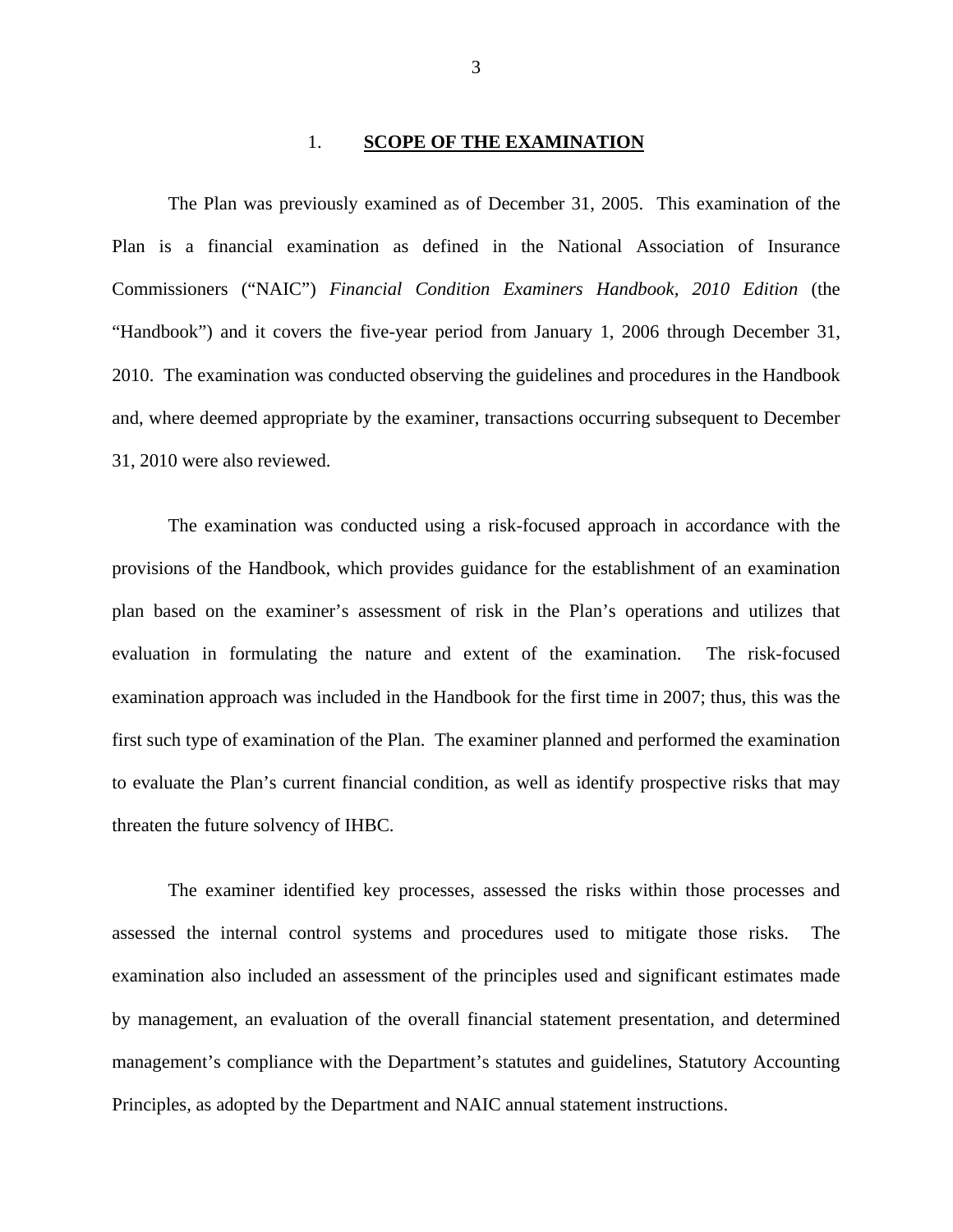## 1. SCOPE OF THE EXAMINATION

The Plan was previously examined as of December 31, 2005. This examination of the Plan is a financial examination as defined in the National Association of Insurance Commissioners ("NAIC") *Financial Condition Examiners Handbook, 2010 Edition* (the "Handbook") and it covers the five-year period from January 1, 2006 through December 31, 2010. The examination was conducted observing the guidelines and procedures in the Handbook and, where deemed appropriate by the examiner, transactions occurring subsequent to December 31, 2010 were also reviewed.

The examination was conducted using a risk-focused approach in accordance with the provisions of the Handbook, which provides guidance for the establishment of an examination plan based on the examiner's assessment of risk in the Plan's operations and utilizes that evaluation in formulating the nature and extent of the examination. The risk-focused examination approach was included in the Handbook for the first time in 2007; thus, this was the first such type of examination of the Plan. The examiner planned and performed the examination to evaluate the Plan's current financial condition, as well as identify prospective risks that may threaten the future solvency of IHBC.

The examiner identified key processes, assessed the risks within those processes and assessed the internal control systems and procedures used to mitigate those risks. The examination also included an assessment of the principles used and significant estimates made by management, an evaluation of the overall financial statement presentation, and determined management's compliance with the Department's statutes and guidelines, Statutory Accounting Principles, as adopted by the Department and NAIC annual statement instructions.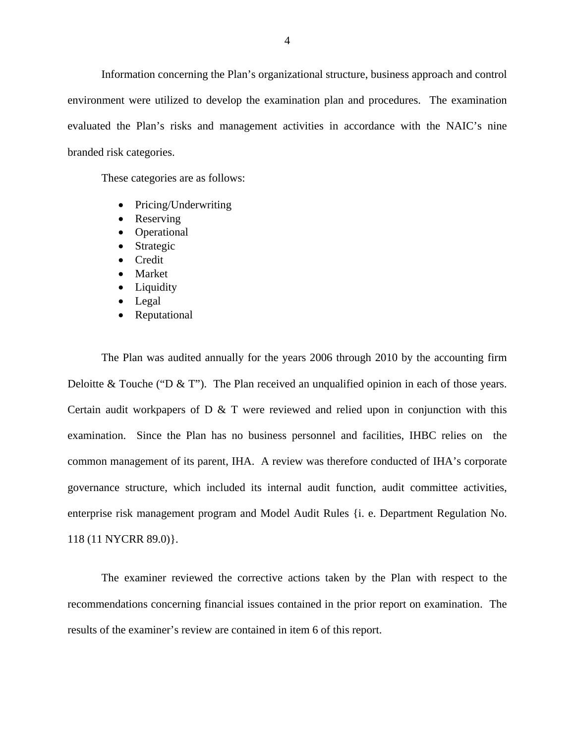Information concerning the Plan's organizational structure, business approach and control environment were utilized to develop the examination plan and procedures. The examination evaluated the Plan's risks and management activities in accordance with the NAIC's nine branded risk categories.

These categories are as follows:

- Pricing/Underwriting
- Reserving
- Operational
- Strategic
- Credit
- Market
- Liquidity
- Legal
- Reputational

The Plan was audited annually for the years 2006 through 2010 by the accounting firm Deloitte & Touche ("D & T"). The Plan received an unqualified opinion in each of those years. Certain audit workpapers of D & T were reviewed and relied upon in conjunction with this examination. Since the Plan has no business personnel and facilities, IHBC relies on the common management of its parent, IHA. A review was therefore conducted of IHA's corporate governance structure, which included its internal audit function, audit committee activities, enterprise risk management program and Model Audit Rules {i. e. Department Regulation No. 118 (11 NYCRR 89.0)}.

The examiner reviewed the corrective actions taken by the Plan with respect to the recommendations concerning financial issues contained in the prior report on examination. The results of the examiner's review are contained in item 6 of this report.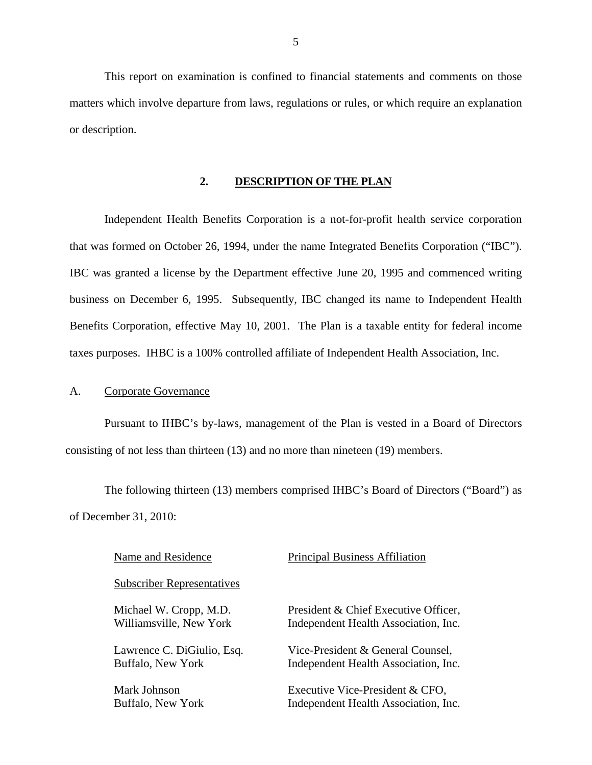This report on examination is confined to financial statements and comments on those matters which involve departure from laws, regulations or rules, or which require an explanation or description.

## 2. DESCRIPTION OF THE PLAN

Independent Health Benefits Corporation is a not-for-profit health service corporation that was formed on October 26, 1994, under the name Integrated Benefits Corporation ("IBC"). IBC was granted a license by the Department effective June 20, 1995 and commenced writing business on December 6, 1995. Subsequently, IBC changed its name to Independent Health Benefits Corporation, effective May 10, 2001. The Plan is a taxable entity for federal income taxes purposes. IHBC is a 100% controlled affiliate of Independent Health Association, Inc.

### A. Corporate Governance

Pursuant to IHBC's by-laws, management of the Plan is vested in a Board of Directors consisting of not less than thirteen (13) and no more than nineteen (19) members.

The following thirteen (13) members comprised IHBC's Board of Directors ("Board") as of December 31, 2010:

| Name and Residence | Principal Business Affiliation |
|---|---|
| Subscriber Representatives | |
| Michael W. Cropp, M.D.<br>Williamsville, New York | President & Chief Executive Officer,<br>Independent Health Association, Inc. |
| Lawrence C. DiGiulio, Esq.<br>Buffalo, New York | Vice-President & General Counsel,<br>Independent Health Association, Inc. |
| Mark Johnson<br>Buffalo, New York | Executive Vice-President & CFO,<br>Independent Health Association, Inc. |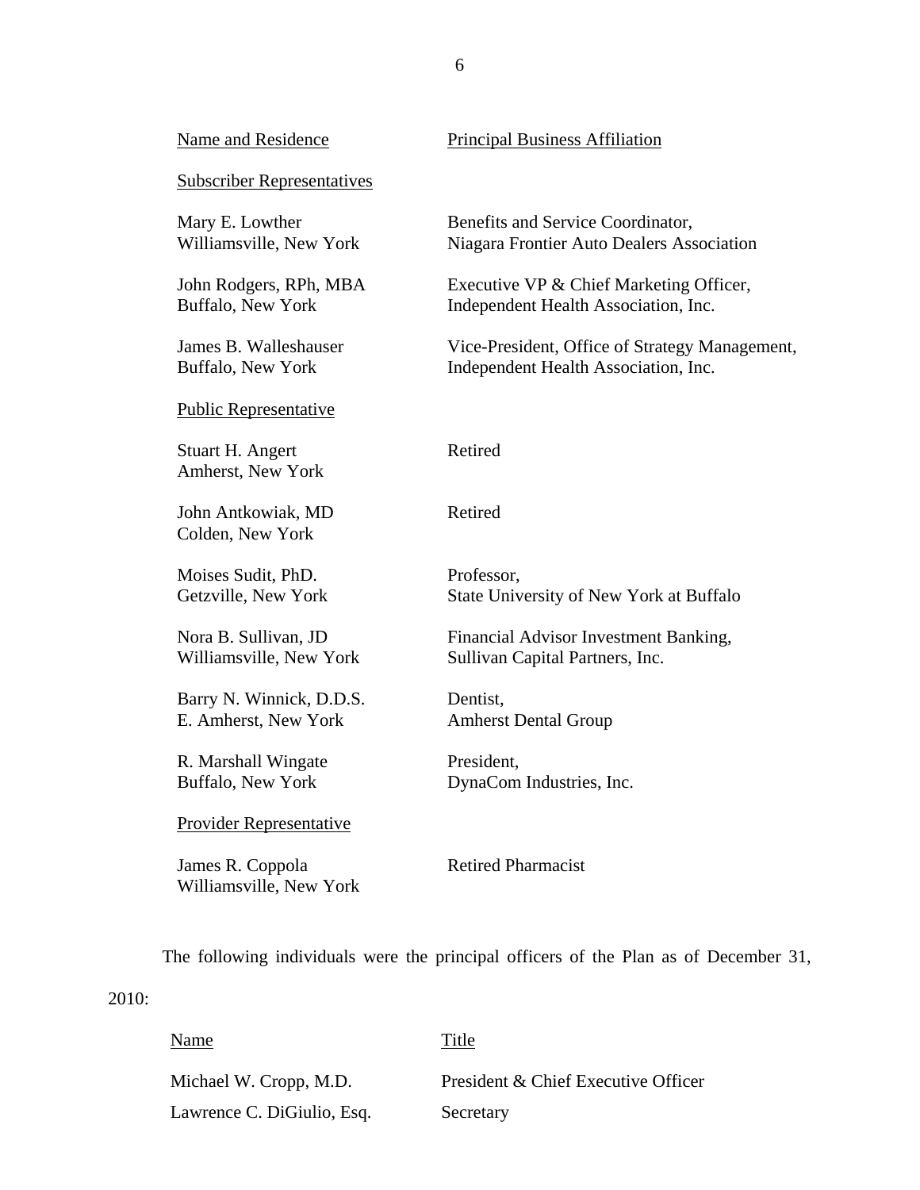| Name and Residence | Principal Business Affiliation |
|---|---|
| Subscriber Representatives | |
| Mary E. Lowther<br>Williamsville, New York | Benefits and Service Coordinator,<br>Niagara Frontier Auto Dealers Association |
| John Rodgers, RPh, MBA<br>Buffalo, New York | Executive VP & Chief Marketing Officer,<br>Independent Health Association, Inc. |
| James B. Walleshauser<br>Buffalo, New York | Vice-President, Office of Strategy Management,<br>Independent Health Association, Inc. |
| Public Representative | |
| Stuart H. Angert<br>Amherst, New York | Retired |
| John Antkowiak, MD<br>Colden, New York | Retired |
| Moises Sudit, PhD.<br>Getzville, New York | Professor,<br>State University of New York at Buffalo |
| Nora B. Sullivan, JD<br>Williamsville, New York | Financial Advisor Investment Banking,<br>Sullivan Capital Partners, Inc. |
| Barry N. Winnick, D.D.S.<br>E. Amherst, New York | Dentist,<br>Amherst Dental Group |
| R. Marshall Wingate<br>Buffalo, New York | President,<br>DynaCom Industries, Inc. |
| Provider Representative | |
| James R. Coppola<br>Williamsville, New York | Retired Pharmacist |

The following individuals were the principal officers of the Plan as of December 31, 2010:

| Name | Title |
|---|---|
| Michael W. Cropp, M.D. | President & Chief Executive Officer |
| Lawrence C. DiGiulio, Esq. | Secretary |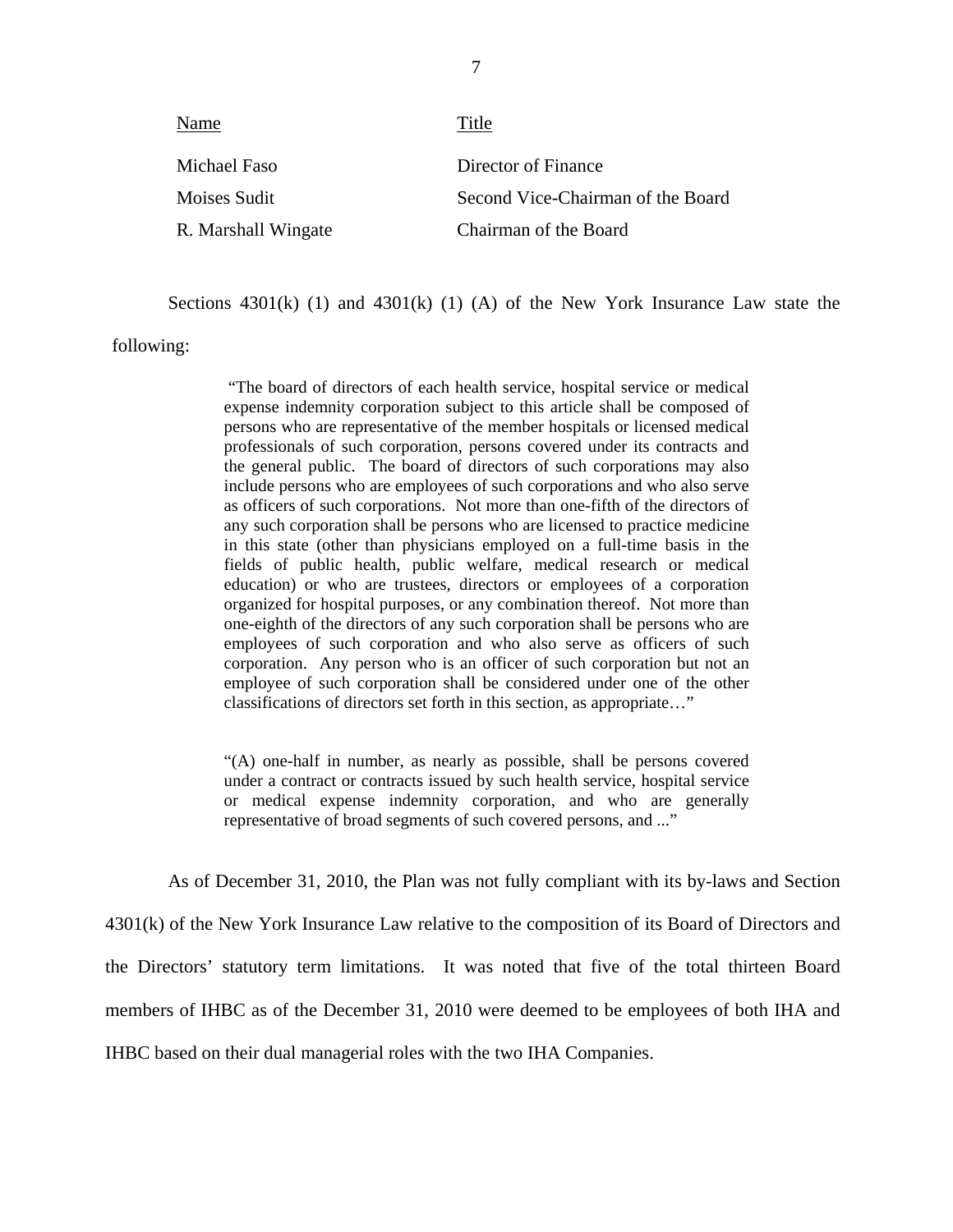| Name | Title |
|---|---|
| Michael Faso | Director of Finance |
| Moises Sudit | Second Vice-Chairman of the Board |
| R. Marshall Wingate | Chairman of the Board |

Sections 4301(k) (1) and 4301(k) (1) (A) of the New York Insurance Law state the following:

> "The board of directors of each health service, hospital service or medical expense indemnity corporation subject to this article shall be composed of persons who are representative of the member hospitals or licensed medical professionals of such corporation, persons covered under its contracts and the general public. The board of directors of such corporations may also include persons who are employees of such corporations and who also serve as officers of such corporations. Not more than one-fifth of the directors of any such corporation shall be persons who are licensed to practice medicine in this state (other than physicians employed on a full-time basis in the fields of public health, public welfare, medical research or medical education) or who are trustees, directors or employees of a corporation organized for hospital purposes, or any combination thereof. Not more than one-eighth of the directors of any such corporation shall be persons who are employees of such corporation and who also serve as officers of such corporation. Any person who is an officer of such corporation but not an employee of such corporation shall be considered under one of the other classifications of directors set forth in this section, as appropriate…"

> "(A) one-half in number, as nearly as possible, shall be persons covered under a contract or contracts issued by such health service, hospital service or medical expense indemnity corporation, and who are generally representative of broad segments of such covered persons, and ..."

As of December 31, 2010, the Plan was not fully compliant with its by-laws and Section 4301(k) of the New York Insurance Law relative to the composition of its Board of Directors and the Directors' statutory term limitations. It was noted that five of the total thirteen Board members of IHBC as of the December 31, 2010 were deemed to be employees of both IHA and IHBC based on their dual managerial roles with the two IHA Companies.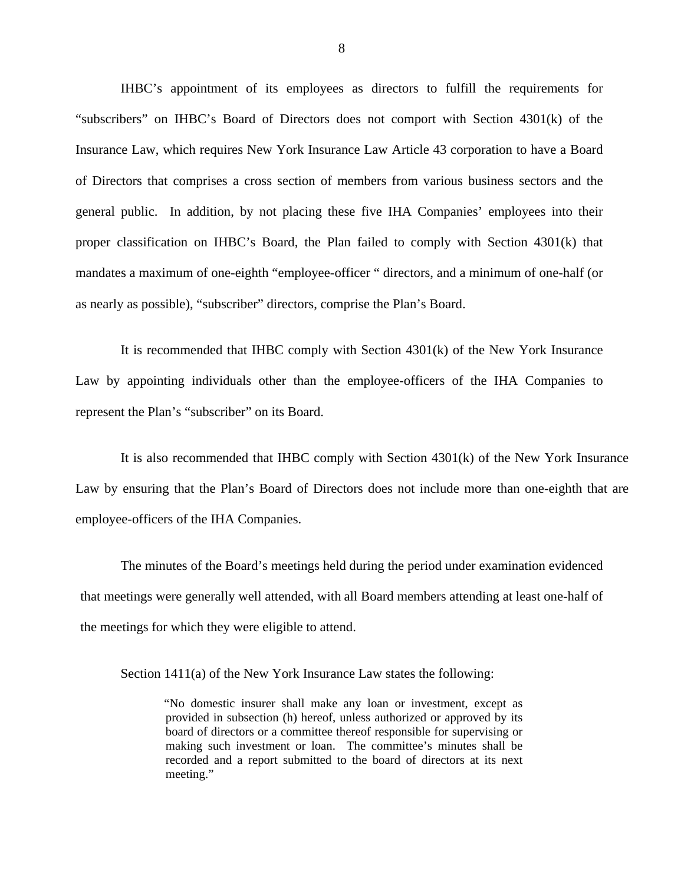IHBC's appointment of its employees as directors to fulfill the requirements for "subscribers" on IHBC's Board of Directors does not comport with Section 4301(k) of the Insurance Law, which requires New York Insurance Law Article 43 corporation to have a Board of Directors that comprises a cross section of members from various business sectors and the general public. In addition, by not placing these five IHA Companies' employees into their proper classification on IHBC's Board, the Plan failed to comply with Section 4301(k) that mandates a maximum of one-eighth "employee-officer " directors, and a minimum of one-half (or as nearly as possible), "subscriber" directors, comprise the Plan's Board.

It is recommended that IHBC comply with Section 4301(k) of the New York Insurance Law by appointing individuals other than the employee-officers of the IHA Companies to represent the Plan's "subscriber" on its Board.

It is also recommended that IHBC comply with Section 4301(k) of the New York Insurance Law by ensuring that the Plan's Board of Directors does not include more than one-eighth that are employee-officers of the IHA Companies.

The minutes of the Board's meetings held during the period under examination evidenced that meetings were generally well attended, with all Board members attending at least one-half of the meetings for which they were eligible to attend.

Section 1411(a) of the New York Insurance Law states the following:

> "No domestic insurer shall make any loan or investment, except as provided in subsection (h) hereof, unless authorized or approved by its board of directors or a committee thereof responsible for supervising or making such investment or loan. The committee's minutes shall be recorded and a report submitted to the board of directors at its next meeting."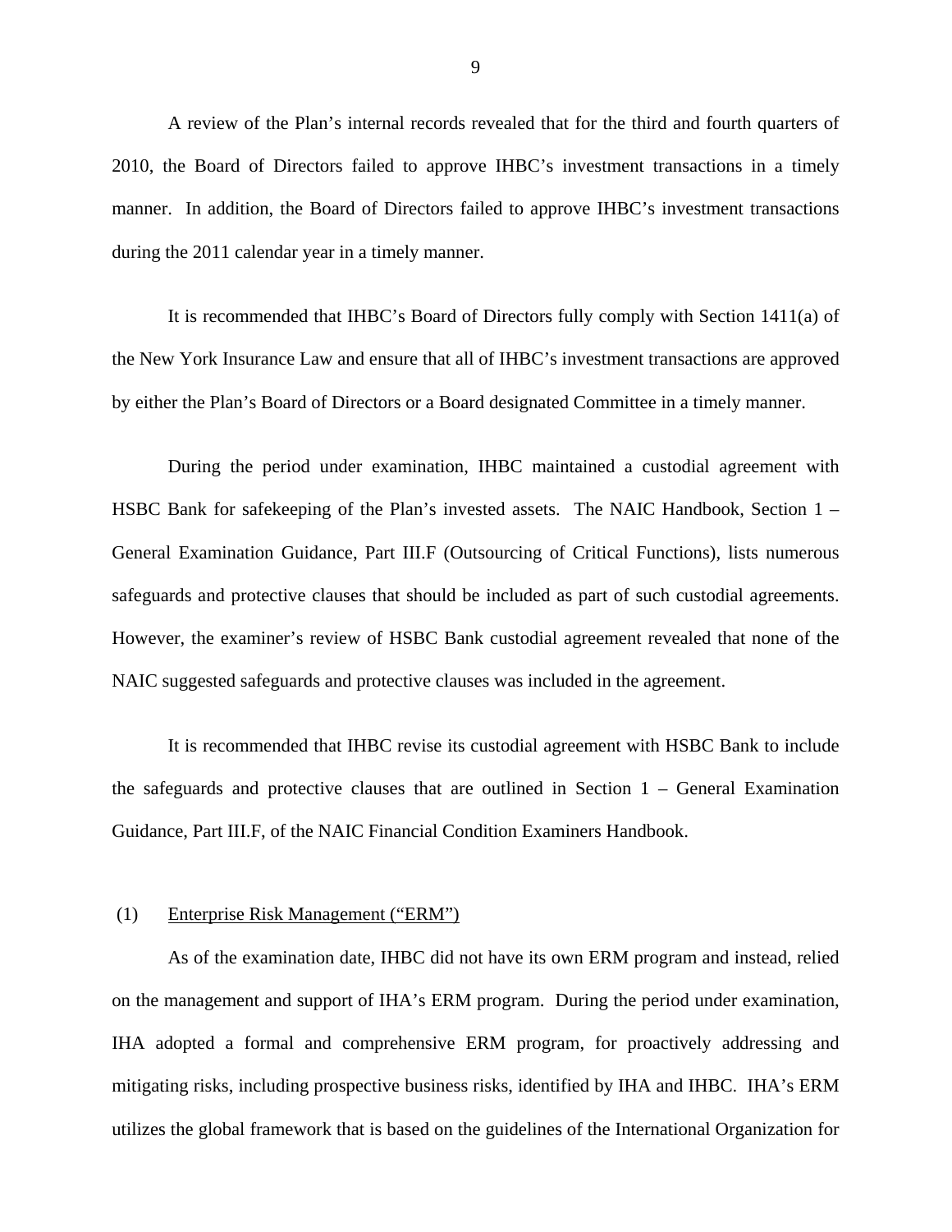A review of the Plan's internal records revealed that for the third and fourth quarters of 2010, the Board of Directors failed to approve IHBC's investment transactions in a timely manner. In addition, the Board of Directors failed to approve IHBC's investment transactions during the 2011 calendar year in a timely manner.

It is recommended that IHBC's Board of Directors fully comply with Section 1411(a) of the New York Insurance Law and ensure that all of IHBC's investment transactions are approved by either the Plan's Board of Directors or a Board designated Committee in a timely manner.

During the period under examination, IHBC maintained a custodial agreement with HSBC Bank for safekeeping of the Plan's invested assets. The NAIC Handbook, Section 1 – General Examination Guidance, Part III.F (Outsourcing of Critical Functions), lists numerous safeguards and protective clauses that should be included as part of such custodial agreements. However, the examiner's review of HSBC Bank custodial agreement revealed that none of the NAIC suggested safeguards and protective clauses was included in the agreement.

It is recommended that IHBC revise its custodial agreement with HSBC Bank to include the safeguards and protective clauses that are outlined in Section 1 – General Examination Guidance, Part III.F, of the NAIC Financial Condition Examiners Handbook.

(1) Enterprise Risk Management ("ERM")

As of the examination date, IHBC did not have its own ERM program and instead, relied on the management and support of IHA's ERM program. During the period under examination, IHA adopted a formal and comprehensive ERM program, for proactively addressing and mitigating risks, including prospective business risks, identified by IHA and IHBC. IHA's ERM utilizes the global framework that is based on the guidelines of the International Organization for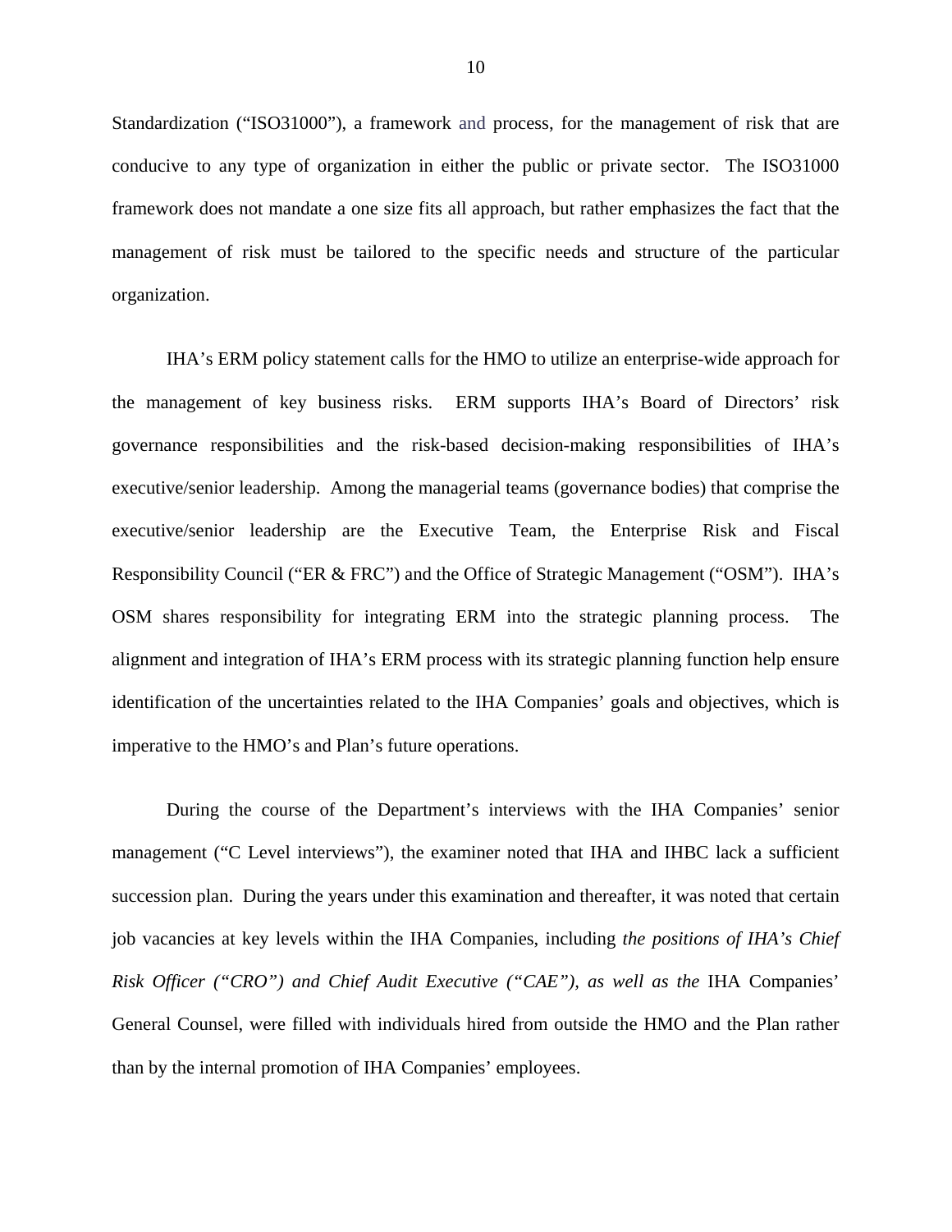Standardization ("ISO31000"), a framework and process, for the management of risk that are conducive to any type of organization in either the public or private sector. The ISO31000 framework does not mandate a one size fits all approach, but rather emphasizes the fact that the management of risk must be tailored to the specific needs and structure of the particular organization.

IHA's ERM policy statement calls for the HMO to utilize an enterprise-wide approach for the management of key business risks. ERM supports IHA's Board of Directors' risk governance responsibilities and the risk-based decision-making responsibilities of IHA's executive/senior leadership. Among the managerial teams (governance bodies) that comprise the executive/senior leadership are the Executive Team, the Enterprise Risk and Fiscal Responsibility Council ("ER & FRC") and the Office of Strategic Management ("OSM"). IHA's OSM shares responsibility for integrating ERM into the strategic planning process. The alignment and integration of IHA's ERM process with its strategic planning function help ensure identification of the uncertainties related to the IHA Companies' goals and objectives, which is imperative to the HMO's and Plan's future operations.

During the course of the Department's interviews with the IHA Companies' senior management ("C Level interviews"), the examiner noted that IHA and IHBC lack a sufficient succession plan. During the years under this examination and thereafter, it was noted that certain job vacancies at key levels within the IHA Companies, including *the positions of IHA's Chief Risk Officer ("CRO") and Chief Audit Executive ("CAE"), as well as the* IHA Companies' General Counsel, were filled with individuals hired from outside the HMO and the Plan rather than by the internal promotion of IHA Companies' employees.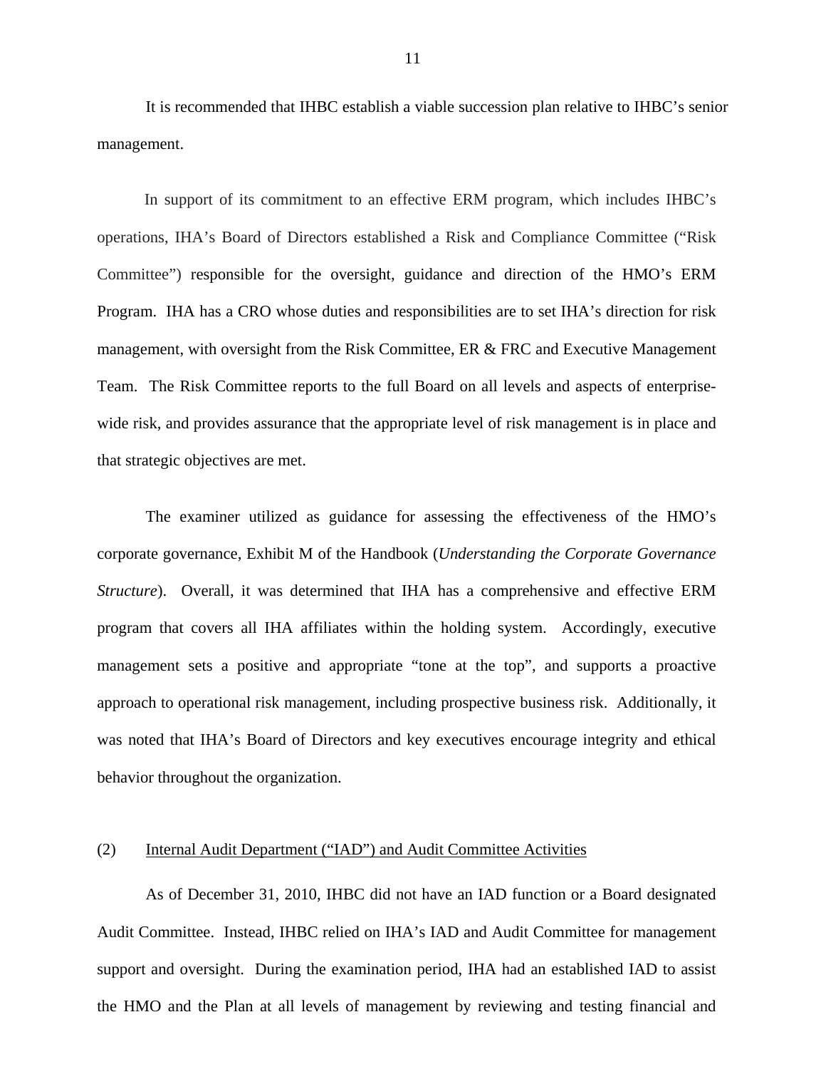It is recommended that IHBC establish a viable succession plan relative to IHBC's senior management.

In support of its commitment to an effective ERM program, which includes IHBC's operations, IHA's Board of Directors established a Risk and Compliance Committee ("Risk Committee") responsible for the oversight, guidance and direction of the HMO's ERM Program. IHA has a CRO whose duties and responsibilities are to set IHA's direction for risk management, with oversight from the Risk Committee, ER & FRC and Executive Management Team. The Risk Committee reports to the full Board on all levels and aspects of enterprise-wide risk, and provides assurance that the appropriate level of risk management is in place and that strategic objectives are met.

The examiner utilized as guidance for assessing the effectiveness of the HMO's corporate governance, Exhibit M of the Handbook (*Understanding the Corporate Governance Structure*). Overall, it was determined that IHA has a comprehensive and effective ERM program that covers all IHA affiliates within the holding system. Accordingly, executive management sets a positive and appropriate "tone at the top", and supports a proactive approach to operational risk management, including prospective business risk. Additionally, it was noted that IHA's Board of Directors and key executives encourage integrity and ethical behavior throughout the organization.

(2) Internal Audit Department ("IAD") and Audit Committee Activities

As of December 31, 2010, IHBC did not have an IAD function or a Board designated Audit Committee. Instead, IHBC relied on IHA's IAD and Audit Committee for management support and oversight. During the examination period, IHA had an established IAD to assist the HMO and the Plan at all levels of management by reviewing and testing financial and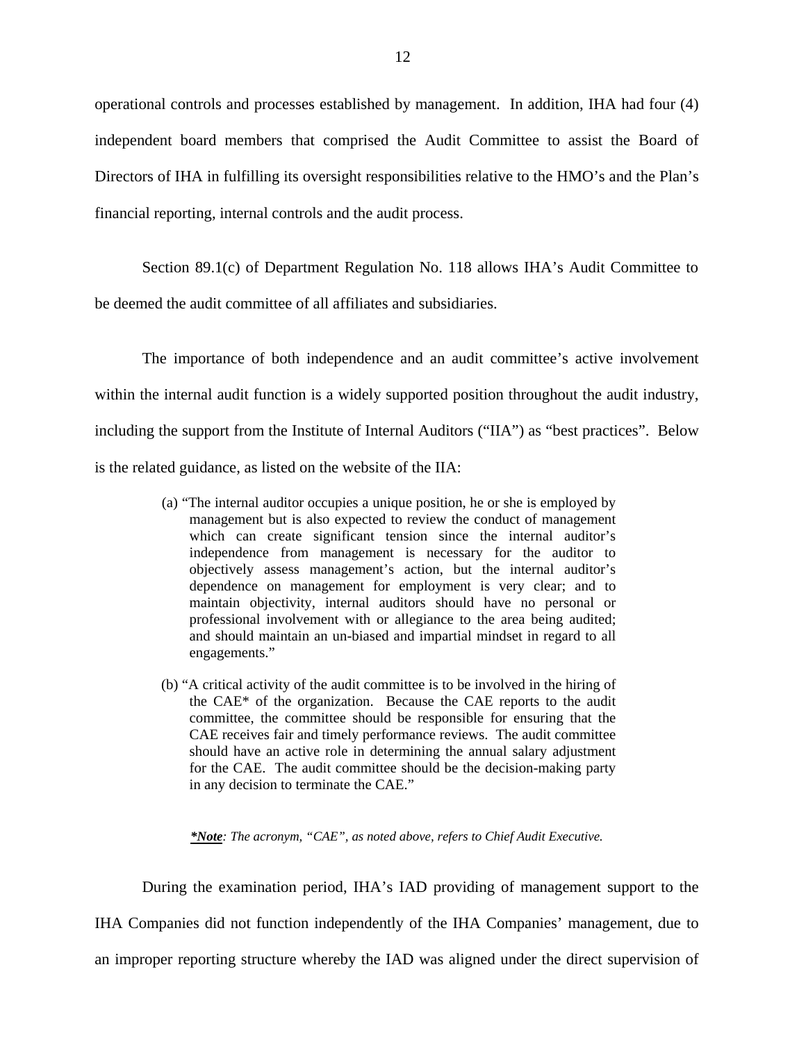operational controls and processes established by management. In addition, IHA had four (4) independent board members that comprised the Audit Committee to assist the Board of Directors of IHA in fulfilling its oversight responsibilities relative to the HMO's and the Plan's financial reporting, internal controls and the audit process.

Section 89.1(c) of Department Regulation No. 118 allows IHA's Audit Committee to be deemed the audit committee of all affiliates and subsidiaries.

The importance of both independence and an audit committee's active involvement within the internal audit function is a widely supported position throughout the audit industry, including the support from the Institute of Internal Auditors ("IIA") as "best practices". Below is the related guidance, as listed on the website of the IIA:

> (a) "The internal auditor occupies a unique position, he or she is employed by management but is also expected to review the conduct of management which can create significant tension since the internal auditor's independence from management is necessary for the auditor to objectively assess management's action, but the internal auditor's dependence on management for employment is very clear; and to maintain objectivity, internal auditors should have no personal or professional involvement with or allegiance to the area being audited; and should maintain an un-biased and impartial mindset in regard to all engagements."
>
> (b) "A critical activity of the audit committee is to be involved in the hiring of the CAE* of the organization. Because the CAE reports to the audit committee, the committee should be responsible for ensuring that the CAE receives fair and timely performance reviews. The audit committee should have an active role in determining the annual salary adjustment for the CAE. The audit committee should be the decision-making party in any decision to terminate the CAE."
>
> ***Note**: The acronym, "CAE", as noted above, refers to Chief Audit Executive.*

During the examination period, IHA's IAD providing of management support to the IHA Companies did not function independently of the IHA Companies' management, due to an improper reporting structure whereby the IAD was aligned under the direct supervision of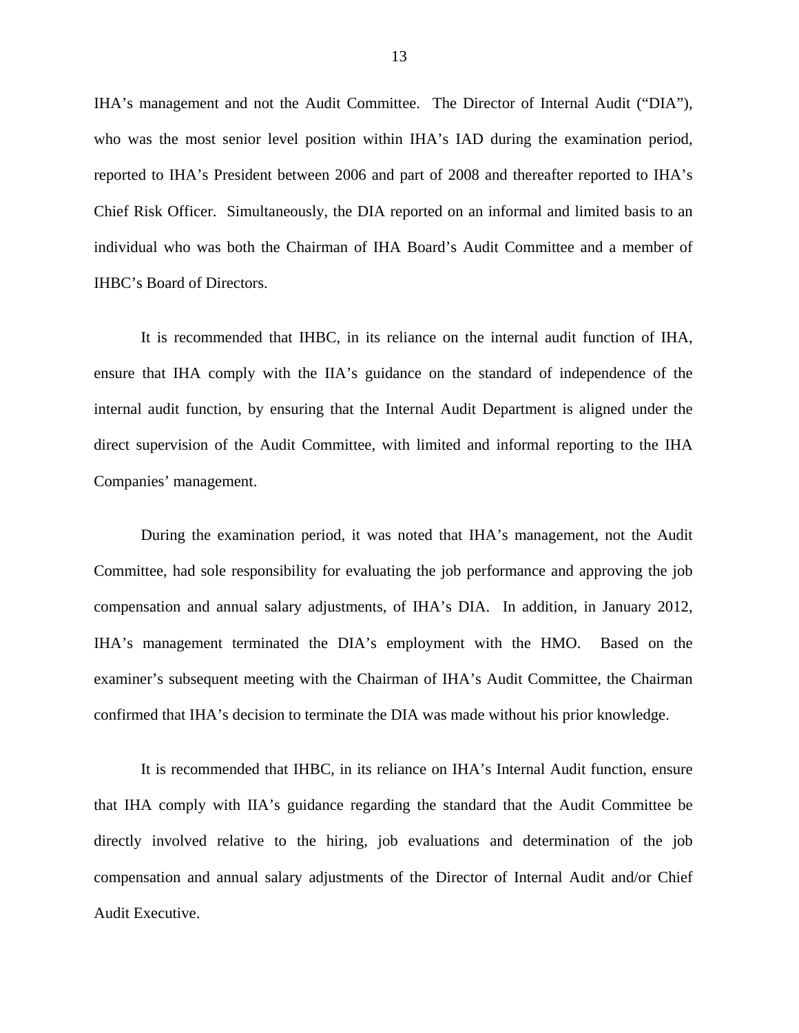IHA's management and not the Audit Committee. The Director of Internal Audit ("DIA"), who was the most senior level position within IHA's IAD during the examination period, reported to IHA's President between 2006 and part of 2008 and thereafter reported to IHA's Chief Risk Officer. Simultaneously, the DIA reported on an informal and limited basis to an individual who was both the Chairman of IHA Board's Audit Committee and a member of IHBC's Board of Directors.

It is recommended that IHBC, in its reliance on the internal audit function of IHA, ensure that IHA comply with the IIA's guidance on the standard of independence of the internal audit function, by ensuring that the Internal Audit Department is aligned under the direct supervision of the Audit Committee, with limited and informal reporting to the IHA Companies' management.

During the examination period, it was noted that IHA's management, not the Audit Committee, had sole responsibility for evaluating the job performance and approving the job compensation and annual salary adjustments, of IHA's DIA. In addition, in January 2012, IHA's management terminated the DIA's employment with the HMO. Based on the examiner's subsequent meeting with the Chairman of IHA's Audit Committee, the Chairman confirmed that IHA's decision to terminate the DIA was made without his prior knowledge.

It is recommended that IHBC, in its reliance on IHA's Internal Audit function, ensure that IHA comply with IIA's guidance regarding the standard that the Audit Committee be directly involved relative to the hiring, job evaluations and determination of the job compensation and annual salary adjustments of the Director of Internal Audit and/or Chief Audit Executive.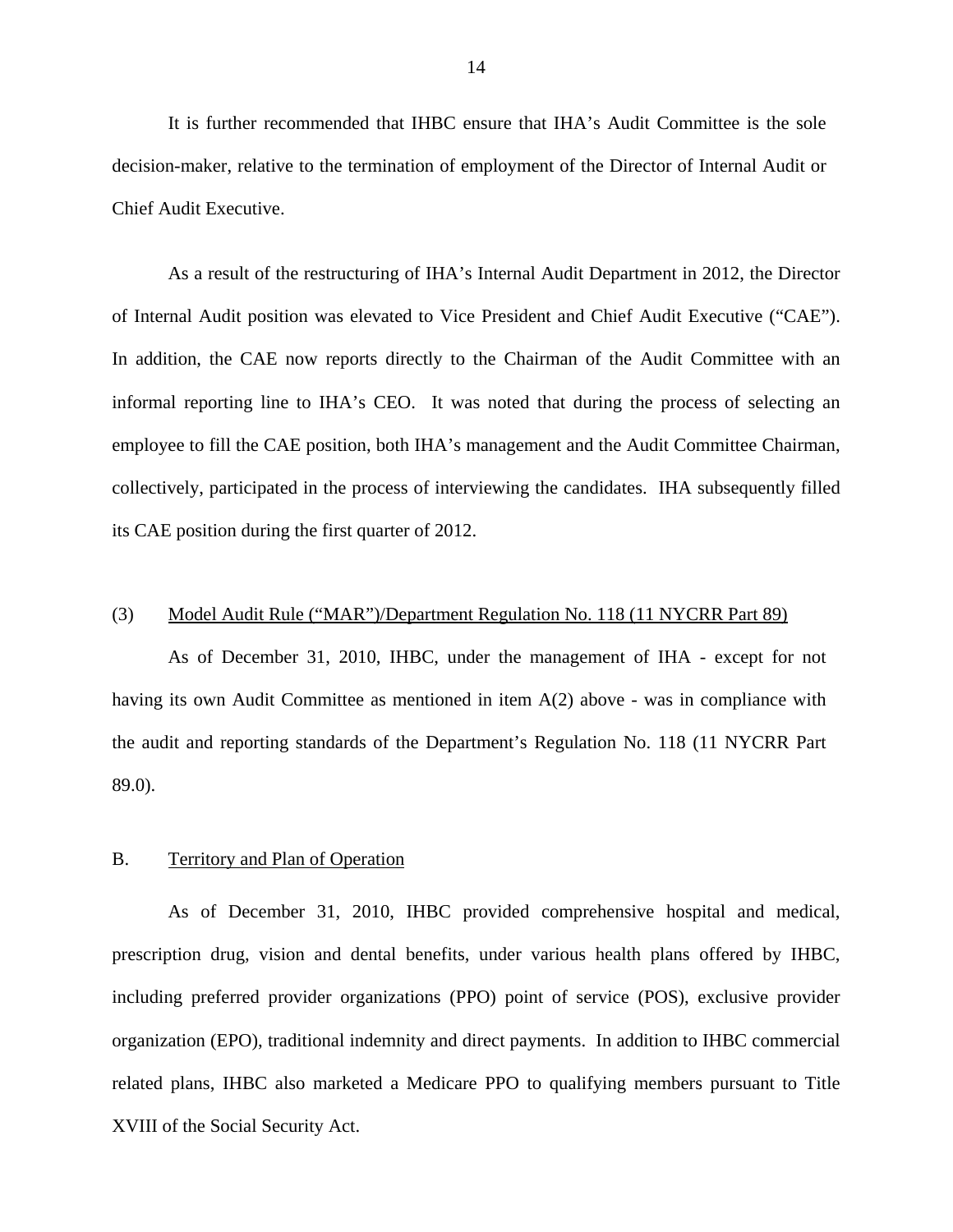It is further recommended that IHBC ensure that IHA's Audit Committee is the sole decision-maker, relative to the termination of employment of the Director of Internal Audit or Chief Audit Executive.

As a result of the restructuring of IHA's Internal Audit Department in 2012, the Director of Internal Audit position was elevated to Vice President and Chief Audit Executive ("CAE"). In addition, the CAE now reports directly to the Chairman of the Audit Committee with an informal reporting line to IHA's CEO. It was noted that during the process of selecting an employee to fill the CAE position, both IHA's management and the Audit Committee Chairman, collectively, participated in the process of interviewing the candidates. IHA subsequently filled its CAE position during the first quarter of 2012.

(3) Model Audit Rule ("MAR")/Department Regulation No. 118 (11 NYCRR Part 89)

As of December 31, 2010, IHBC, under the management of IHA - except for not having its own Audit Committee as mentioned in item A(2) above - was in compliance with the audit and reporting standards of the Department's Regulation No. 118 (11 NYCRR Part 89.0).

## B. Territory and Plan of Operation

As of December 31, 2010, IHBC provided comprehensive hospital and medical, prescription drug, vision and dental benefits, under various health plans offered by IHBC, including preferred provider organizations (PPO) point of service (POS), exclusive provider organization (EPO), traditional indemnity and direct payments. In addition to IHBC commercial related plans, IHBC also marketed a Medicare PPO to qualifying members pursuant to Title XVIII of the Social Security Act.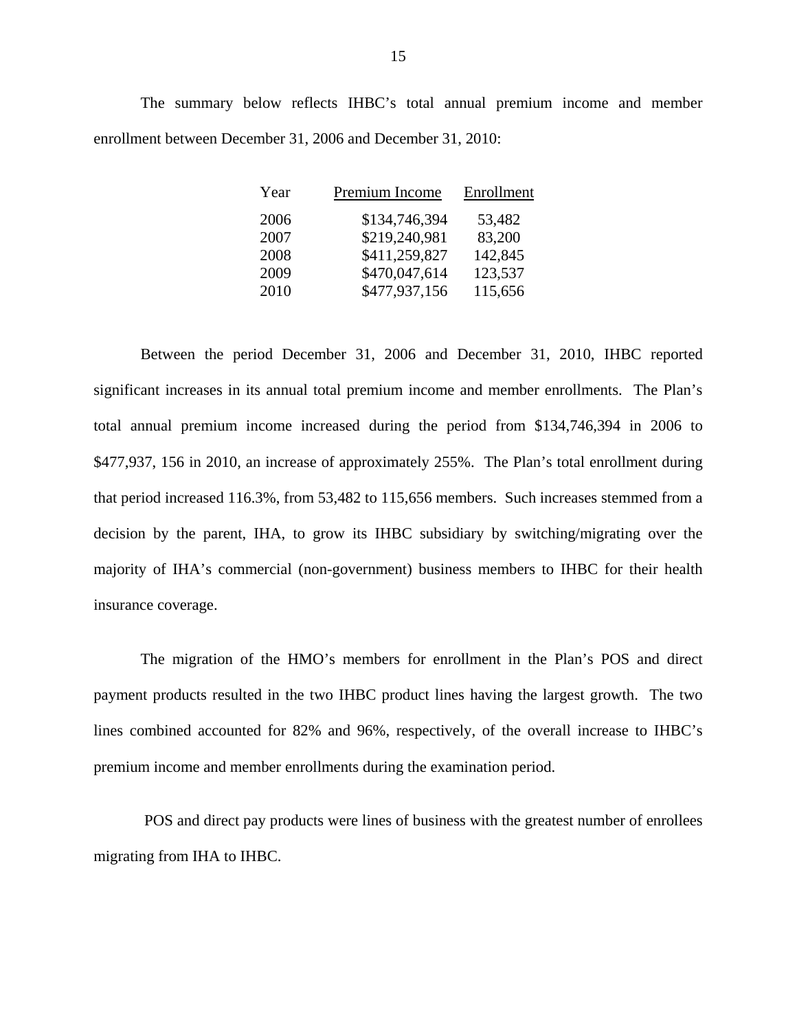The summary below reflects IHBC's total annual premium income and member enrollment between December 31, 2006 and December 31, 2010:

| Year | Premium Income | Enrollment |
|---|---|---|
| 2006 | $134,746,394 | 53,482 |
| 2007 | $219,240,981 | 83,200 |
| 2008 | $411,259,827 | 142,845 |
| 2009 | $470,047,614 | 123,537 |
| 2010 | $477,937,156 | 115,656 |

Between the period December 31, 2006 and December 31, 2010, IHBC reported significant increases in its annual total premium income and member enrollments. The Plan's total annual premium income increased during the period from $134,746,394 in 2006 to $477,937, 156 in 2010, an increase of approximately 255%. The Plan's total enrollment during that period increased 116.3%, from 53,482 to 115,656 members. Such increases stemmed from a decision by the parent, IHA, to grow its IHBC subsidiary by switching/migrating over the majority of IHA's commercial (non-government) business members to IHBC for their health insurance coverage.

The migration of the HMO's members for enrollment in the Plan's POS and direct payment products resulted in the two IHBC product lines having the largest growth. The two lines combined accounted for 82% and 96%, respectively, of the overall increase to IHBC's premium income and member enrollments during the examination period.

POS and direct pay products were lines of business with the greatest number of enrollees migrating from IHA to IHBC.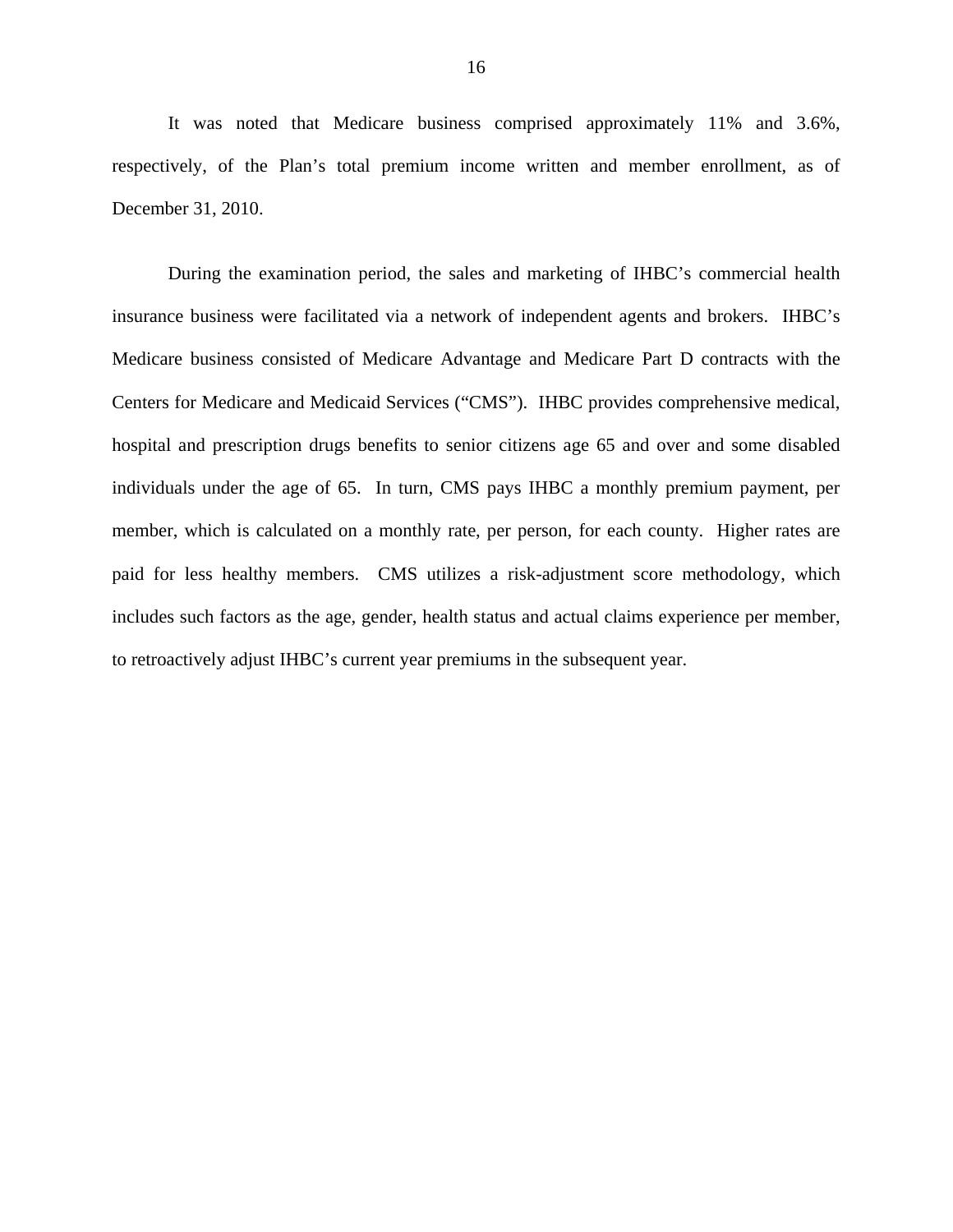It was noted that Medicare business comprised approximately 11% and 3.6%, respectively, of the Plan's total premium income written and member enrollment, as of December 31, 2010.

During the examination period, the sales and marketing of IHBC's commercial health insurance business were facilitated via a network of independent agents and brokers. IHBC's Medicare business consisted of Medicare Advantage and Medicare Part D contracts with the Centers for Medicare and Medicaid Services ("CMS"). IHBC provides comprehensive medical, hospital and prescription drugs benefits to senior citizens age 65 and over and some disabled individuals under the age of 65. In turn, CMS pays IHBC a monthly premium payment, per member, which is calculated on a monthly rate, per person, for each county. Higher rates are paid for less healthy members. CMS utilizes a risk-adjustment score methodology, which includes such factors as the age, gender, health status and actual claims experience per member, to retroactively adjust IHBC's current year premiums in the subsequent year.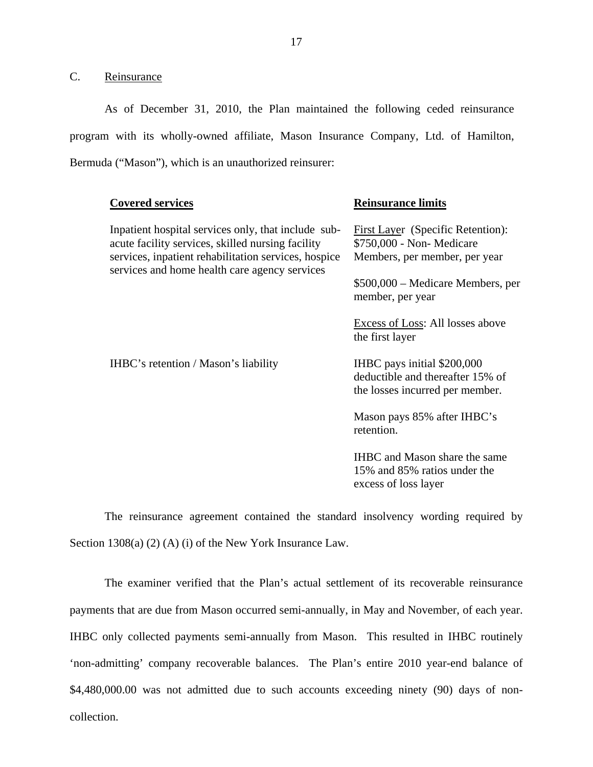## C. Reinsurance

As of December 31, 2010, the Plan maintained the following ceded reinsurance program with its wholly-owned affiliate, Mason Insurance Company, Ltd. of Hamilton, Bermuda ("Mason"), which is an unauthorized reinsurer:

| **Covered services** | **Reinsurance limits** |
|---|---|
| Inpatient hospital services only, that include sub-acute facility services, skilled nursing facility services, inpatient rehabilitation services, hospice services and home health care agency services | First Layer (Specific Retention): $750,000 - Non- Medicare Members, per member, per year<br><br>$500,000 – Medicare Members, per member, per year<br><br>Excess of Loss: All losses above the first layer |
| IHBC's retention / Mason's liability | IHBC pays initial $200,000 deductible and thereafter 15% of the losses incurred per member.<br><br>Mason pays 85% after IHBC's retention.<br><br>IHBC and Mason share the same 15% and 85% ratios under the excess of loss layer |

The reinsurance agreement contained the standard insolvency wording required by Section 1308(a) (2) (A) (i) of the New York Insurance Law.

The examiner verified that the Plan's actual settlement of its recoverable reinsurance payments that are due from Mason occurred semi-annually, in May and November, of each year. IHBC only collected payments semi-annually from Mason. This resulted in IHBC routinely 'non-admitting' company recoverable balances. The Plan's entire 2010 year-end balance of $4,480,000.00 was not admitted due to such accounts exceeding ninety (90) days of non-collection.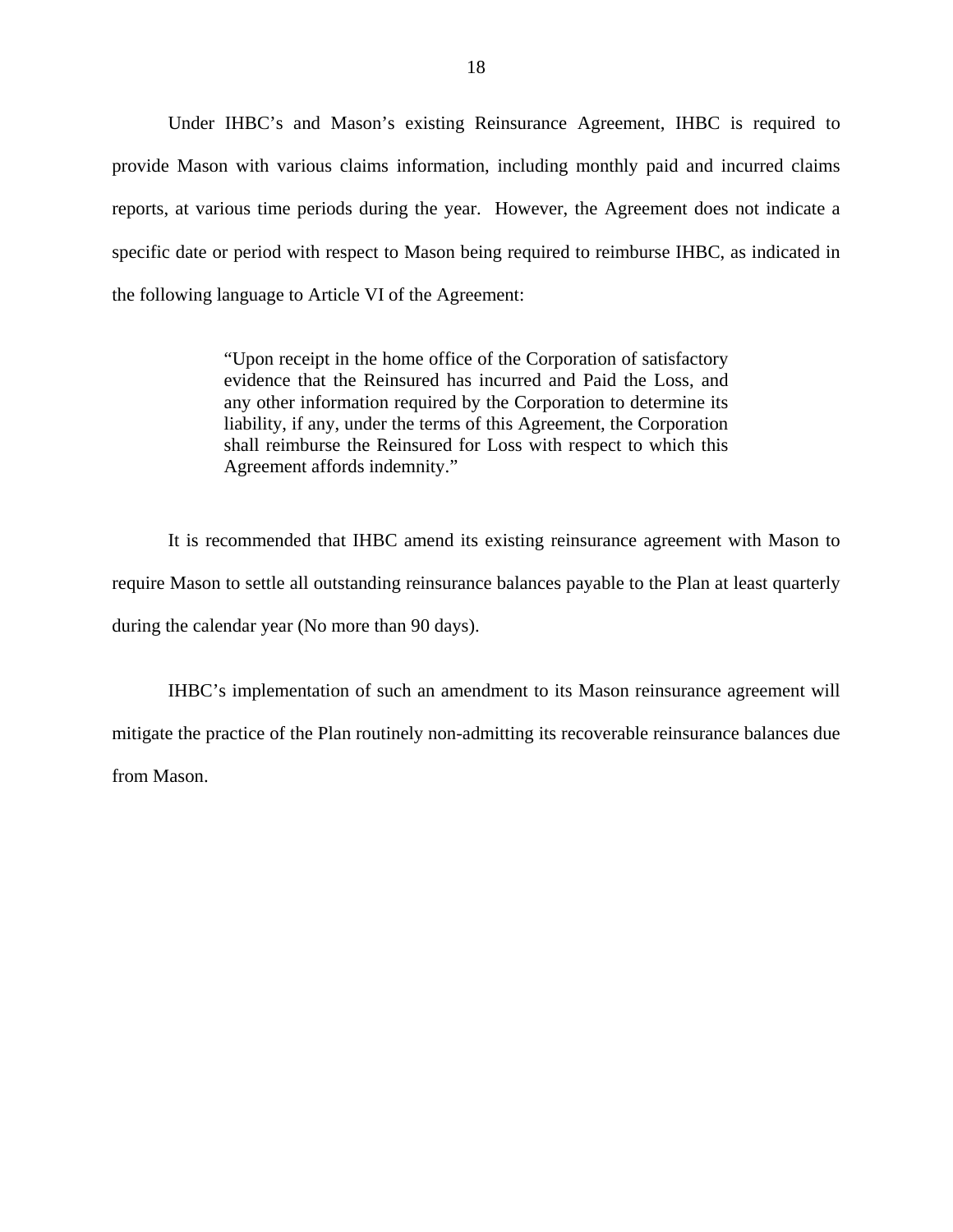Under IHBC's and Mason's existing Reinsurance Agreement, IHBC is required to provide Mason with various claims information, including monthly paid and incurred claims reports, at various time periods during the year. However, the Agreement does not indicate a specific date or period with respect to Mason being required to reimburse IHBC, as indicated in the following language to Article VI of the Agreement:

> "Upon receipt in the home office of the Corporation of satisfactory evidence that the Reinsured has incurred and Paid the Loss, and any other information required by the Corporation to determine its liability, if any, under the terms of this Agreement, the Corporation shall reimburse the Reinsured for Loss with respect to which this Agreement affords indemnity."

It is recommended that IHBC amend its existing reinsurance agreement with Mason to require Mason to settle all outstanding reinsurance balances payable to the Plan at least quarterly during the calendar year (No more than 90 days).

IHBC's implementation of such an amendment to its Mason reinsurance agreement will mitigate the practice of the Plan routinely non-admitting its recoverable reinsurance balances due from Mason.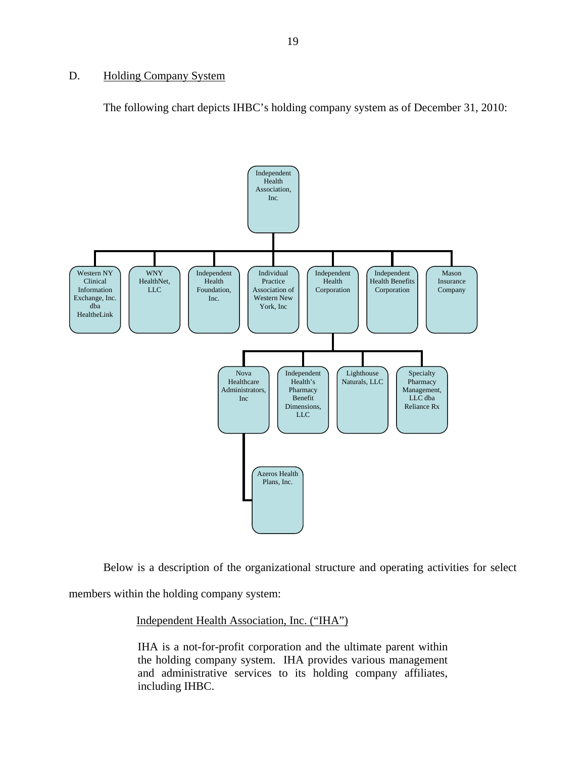## D. Holding Company System

The following chart depicts IHBC's holding company system as of December 31, 2010:

- Independent Health Association, Inc.
  - Western NY Clinical Information Exchange, Inc. dba HealtheLink
  - WNY HealthNet, LLC
  - Independent Health Foundation, Inc.
  - Individual Practice Association of Western New York, Inc
  - Independent Health Corporation
    - Nova Healthcare Administrators, Inc
      - Azeros Health Plans, Inc.
    - Independent Health's Pharmacy Benefit Dimensions, LLC
    - Lighthouse Naturals, LLC
    - Specialty Pharmacy Management, LLC dba Reliance Rx
  - Independent Health Benefits Corporation
  - Mason Insurance Company

Below is a description of the organizational structure and operating activities for select members within the holding company system:

Independent Health Association, Inc. ("IHA")

> IHA is a not-for-profit corporation and the ultimate parent within the holding company system. IHA provides various management and administrative services to its holding company affiliates, including IHBC.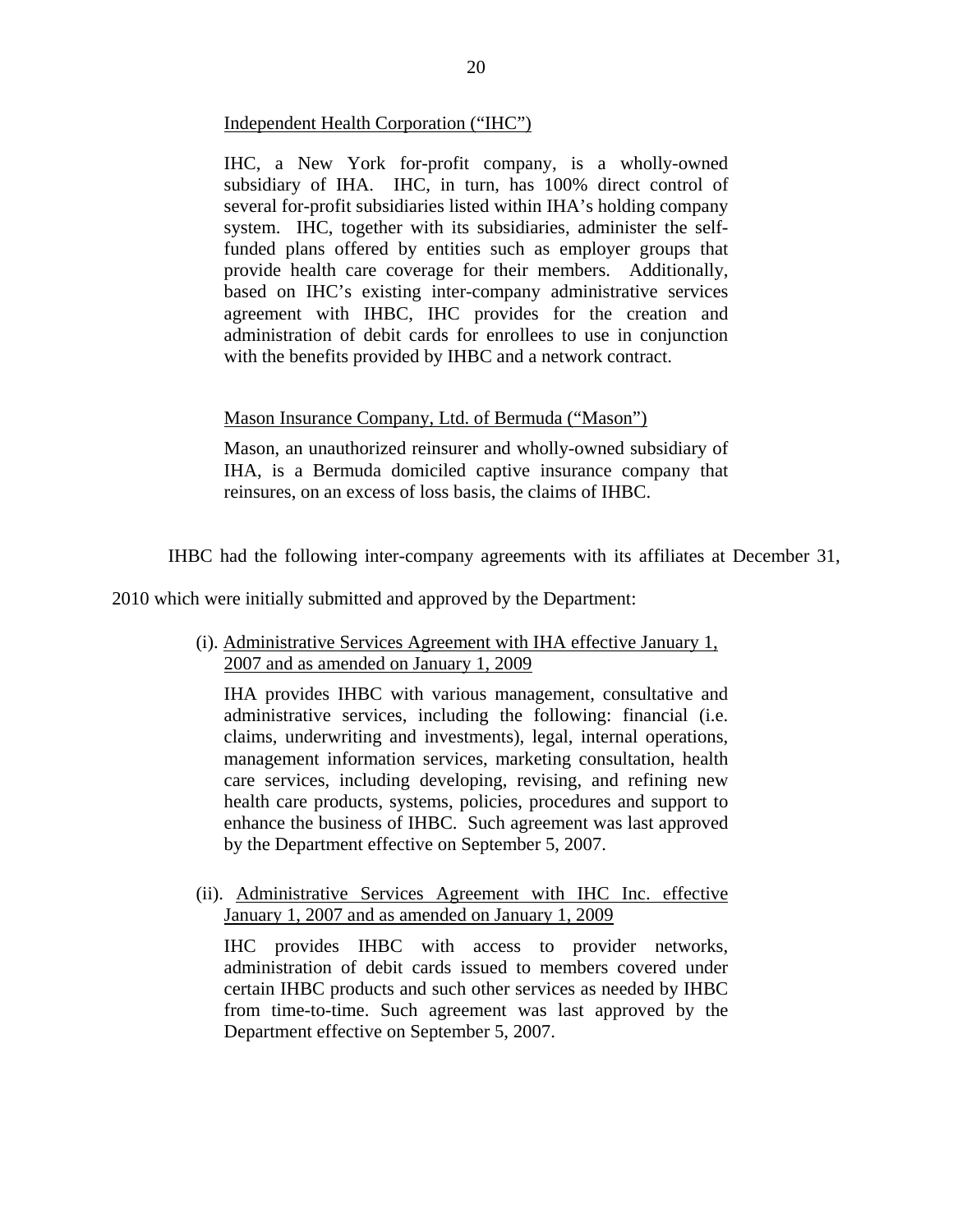Independent Health Corporation (“IHC”)

IHC, a New York for-profit company, is a wholly-owned subsidiary of IHA. IHC, in turn, has 100% direct control of several for-profit subsidiaries listed within IHA’s holding company system. IHC, together with its subsidiaries, administer the self-funded plans offered by entities such as employer groups that provide health care coverage for their members. Additionally, based on IHC’s existing inter-company administrative services agreement with IHBC, IHC provides for the creation and administration of debit cards for enrollees to use in conjunction with the benefits provided by IHBC and a network contract.

Mason Insurance Company, Ltd. of Bermuda (“Mason”)

Mason, an unauthorized reinsurer and wholly-owned subsidiary of IHA, is a Bermuda domiciled captive insurance company that reinsures, on an excess of loss basis, the claims of IHBC.

IHBC had the following inter-company agreements with its affiliates at December 31, 2010 which were initially submitted and approved by the Department:

(i). Administrative Services Agreement with IHA effective January 1, 2007 and as amended on January 1, 2009

IHA provides IHBC with various management, consultative and administrative services, including the following: financial (i.e. claims, underwriting and investments), legal, internal operations, management information services, marketing consultation, health care services, including developing, revising, and refining new health care products, systems, policies, procedures and support to enhance the business of IHBC. Such agreement was last approved by the Department effective on September 5, 2007.

(ii). Administrative Services Agreement with IHC Inc. effective January 1, 2007 and as amended on January 1, 2009

IHC provides IHBC with access to provider networks, administration of debit cards issued to members covered under certain IHBC products and such other services as needed by IHBC from time-to-time. Such agreement was last approved by the Department effective on September 5, 2007.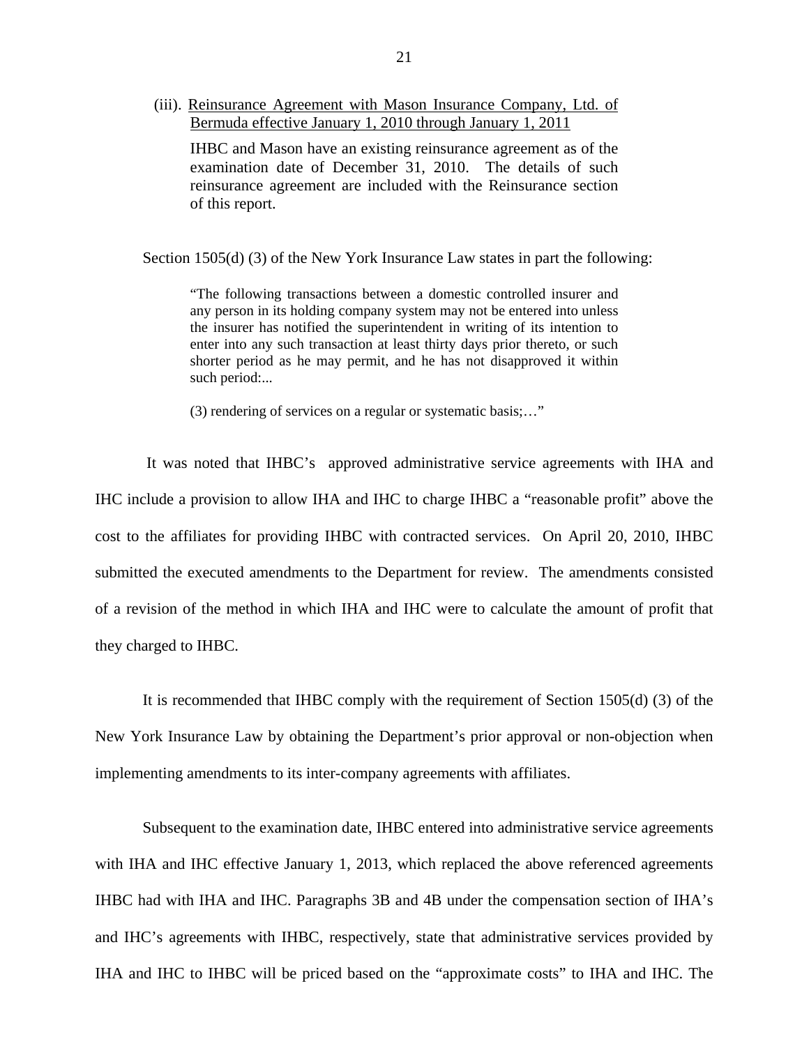(iii). Reinsurance Agreement with Mason Insurance Company, Ltd. of Bermuda effective January 1, 2010 through January 1, 2011

IHBC and Mason have an existing reinsurance agreement as of the examination date of December 31, 2010. The details of such reinsurance agreement are included with the Reinsurance section of this report.

Section 1505(d) (3) of the New York Insurance Law states in part the following:

> "The following transactions between a domestic controlled insurer and any person in its holding company system may not be entered into unless the insurer has notified the superintendent in writing of its intention to enter into any such transaction at least thirty days prior thereto, or such shorter period as he may permit, and he has not disapproved it within such period:...
>
> (3) rendering of services on a regular or systematic basis;…"

It was noted that IHBC's approved administrative service agreements with IHA and IHC include a provision to allow IHA and IHC to charge IHBC a "reasonable profit" above the cost to the affiliates for providing IHBC with contracted services. On April 20, 2010, IHBC submitted the executed amendments to the Department for review. The amendments consisted of a revision of the method in which IHA and IHC were to calculate the amount of profit that they charged to IHBC.

It is recommended that IHBC comply with the requirement of Section 1505(d) (3) of the New York Insurance Law by obtaining the Department's prior approval or non-objection when implementing amendments to its inter-company agreements with affiliates.

Subsequent to the examination date, IHBC entered into administrative service agreements with IHA and IHC effective January 1, 2013, which replaced the above referenced agreements IHBC had with IHA and IHC. Paragraphs 3B and 4B under the compensation section of IHA's and IHC's agreements with IHBC, respectively, state that administrative services provided by IHA and IHC to IHBC will be priced based on the "approximate costs" to IHA and IHC. The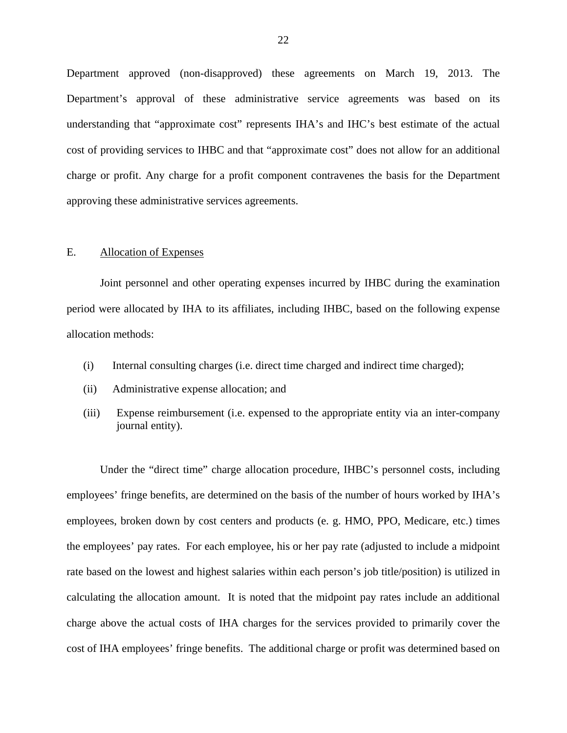Department approved (non-disapproved) these agreements on March 19, 2013. The Department's approval of these administrative service agreements was based on its understanding that "approximate cost" represents IHA's and IHC's best estimate of the actual cost of providing services to IHBC and that "approximate cost" does not allow for an additional charge or profit. Any charge for a profit component contravenes the basis for the Department approving these administrative services agreements.

## E. Allocation of Expenses

Joint personnel and other operating expenses incurred by IHBC during the examination period were allocated by IHA to its affiliates, including IHBC, based on the following expense allocation methods:

(i) Internal consulting charges (i.e. direct time charged and indirect time charged);

(ii) Administrative expense allocation; and

(iii) Expense reimbursement (i.e. expensed to the appropriate entity via an inter-company journal entity).

Under the "direct time" charge allocation procedure, IHBC's personnel costs, including employees' fringe benefits, are determined on the basis of the number of hours worked by IHA's employees, broken down by cost centers and products (e. g. HMO, PPO, Medicare, etc.) times the employees' pay rates. For each employee, his or her pay rate (adjusted to include a midpoint rate based on the lowest and highest salaries within each person's job title/position) is utilized in calculating the allocation amount. It is noted that the midpoint pay rates include an additional charge above the actual costs of IHA charges for the services provided to primarily cover the cost of IHA employees' fringe benefits. The additional charge or profit was determined based on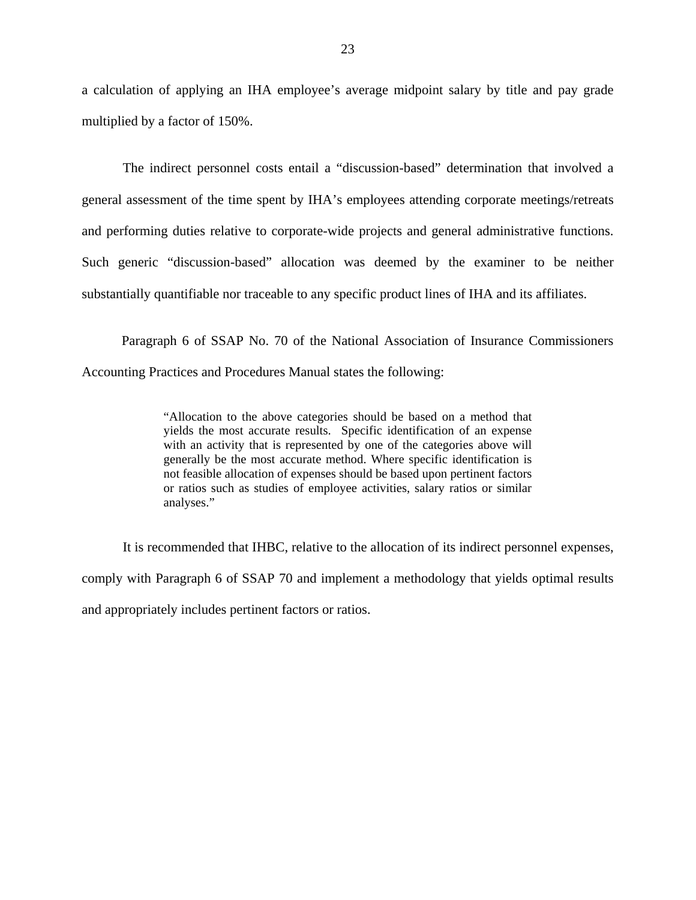a calculation of applying an IHA employee's average midpoint salary by title and pay grade multiplied by a factor of 150%.

The indirect personnel costs entail a "discussion-based" determination that involved a general assessment of the time spent by IHA's employees attending corporate meetings/retreats and performing duties relative to corporate-wide projects and general administrative functions. Such generic "discussion-based" allocation was deemed by the examiner to be neither substantially quantifiable nor traceable to any specific product lines of IHA and its affiliates.

Paragraph 6 of SSAP No. 70 of the National Association of Insurance Commissioners Accounting Practices and Procedures Manual states the following:

> "Allocation to the above categories should be based on a method that yields the most accurate results. Specific identification of an expense with an activity that is represented by one of the categories above will generally be the most accurate method. Where specific identification is not feasible allocation of expenses should be based upon pertinent factors or ratios such as studies of employee activities, salary ratios or similar analyses."

It is recommended that IHBC, relative to the allocation of its indirect personnel expenses, comply with Paragraph 6 of SSAP 70 and implement a methodology that yields optimal results and appropriately includes pertinent factors or ratios.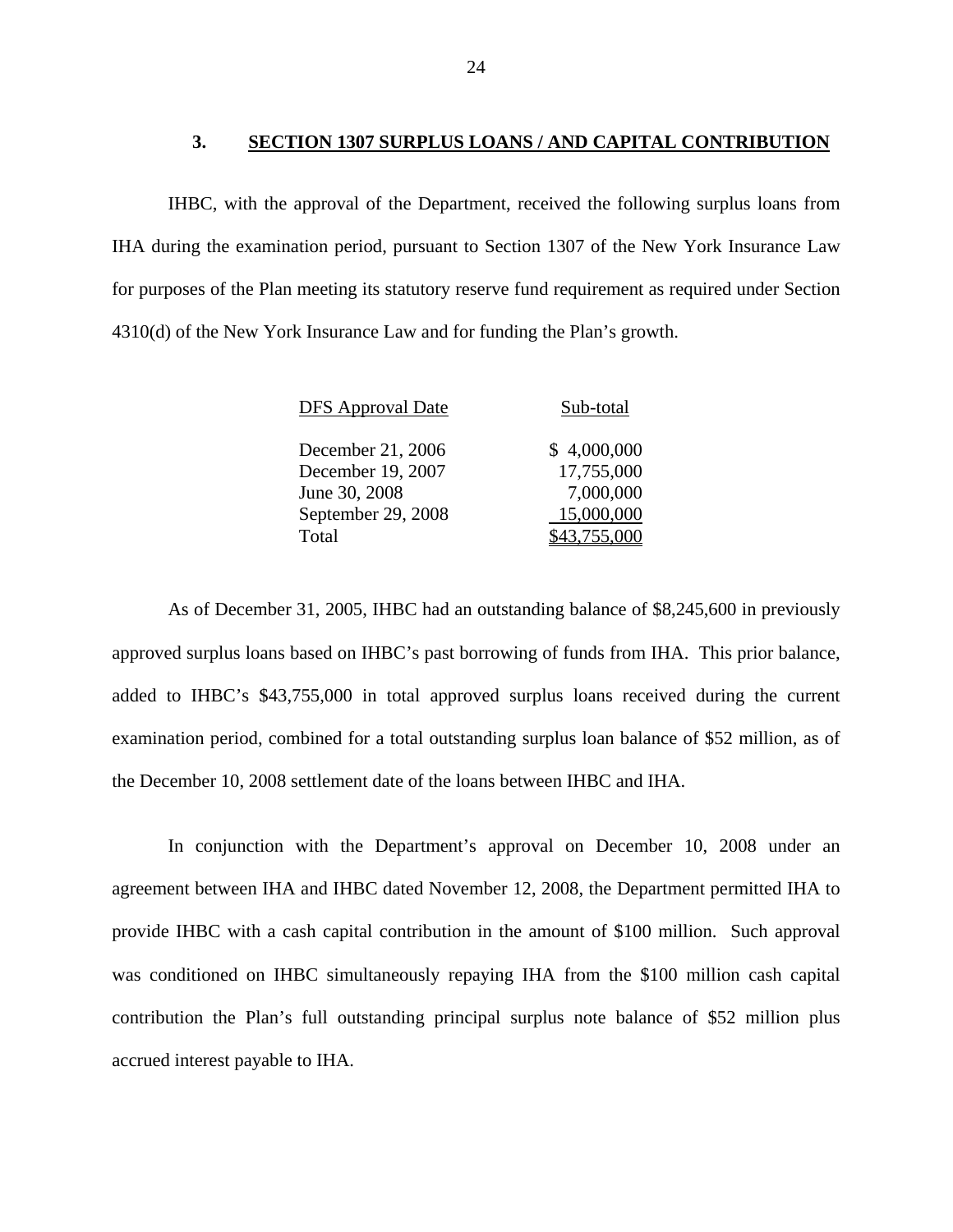### 3. SECTION 1307 SURPLUS LOANS / AND CAPITAL CONTRIBUTION

IHBC, with the approval of the Department, received the following surplus loans from IHA during the examination period, pursuant to Section 1307 of the New York Insurance Law for purposes of the Plan meeting its statutory reserve fund requirement as required under Section 4310(d) of the New York Insurance Law and for funding the Plan's growth.

| DFS Approval Date | Sub-total |
|---|---|
| December 21, 2006 | $ 4,000,000 |
| December 19, 2007 | 17,755,000 |
| June 30, 2008 | 7,000,000 |
| September 29, 2008 | 15,000,000 |
| Total | $43,755,000 |

As of December 31, 2005, IHBC had an outstanding balance of $8,245,600 in previously approved surplus loans based on IHBC's past borrowing of funds from IHA. This prior balance, added to IHBC's $43,755,000 in total approved surplus loans received during the current examination period, combined for a total outstanding surplus loan balance of $52 million, as of the December 10, 2008 settlement date of the loans between IHBC and IHA.

In conjunction with the Department's approval on December 10, 2008 under an agreement between IHA and IHBC dated November 12, 2008, the Department permitted IHA to provide IHBC with a cash capital contribution in the amount of $100 million. Such approval was conditioned on IHBC simultaneously repaying IHA from the $100 million cash capital contribution the Plan's full outstanding principal surplus note balance of $52 million plus accrued interest payable to IHA.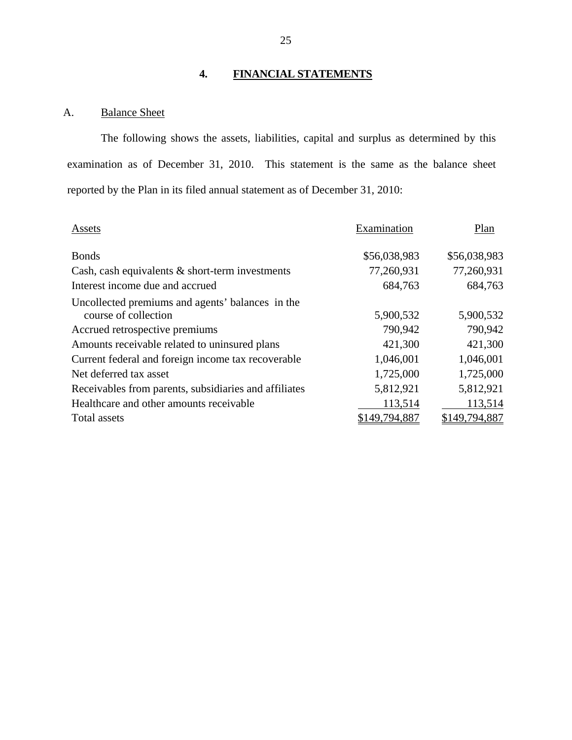## 4. FINANCIAL STATEMENTS

### A. Balance Sheet

The following shows the assets, liabilities, capital and surplus as determined by this examination as of December 31, 2010. This statement is the same as the balance sheet reported by the Plan in its filed annual statement as of December 31, 2010:

| Assets | Examination | Plan |
|---|---|---|
| Bonds | $56,038,983 | $56,038,983 |
| Cash, cash equivalents & short-term investments | 77,260,931 | 77,260,931 |
| Interest income due and accrued | 684,763 | 684,763 |
| Uncollected premiums and agents' balances in the course of collection | 5,900,532 | 5,900,532 |
| Accrued retrospective premiums | 790,942 | 790,942 |
| Amounts receivable related to uninsured plans | 421,300 | 421,300 |
| Current federal and foreign income tax recoverable | 1,046,001 | 1,046,001 |
| Net deferred tax asset | 1,725,000 | 1,725,000 |
| Receivables from parents, subsidiaries and affiliates | 5,812,921 | 5,812,921 |
| Healthcare and other amounts receivable | 113,514 | 113,514 |
| Total assets | $149,794,887 | $149,794,887 |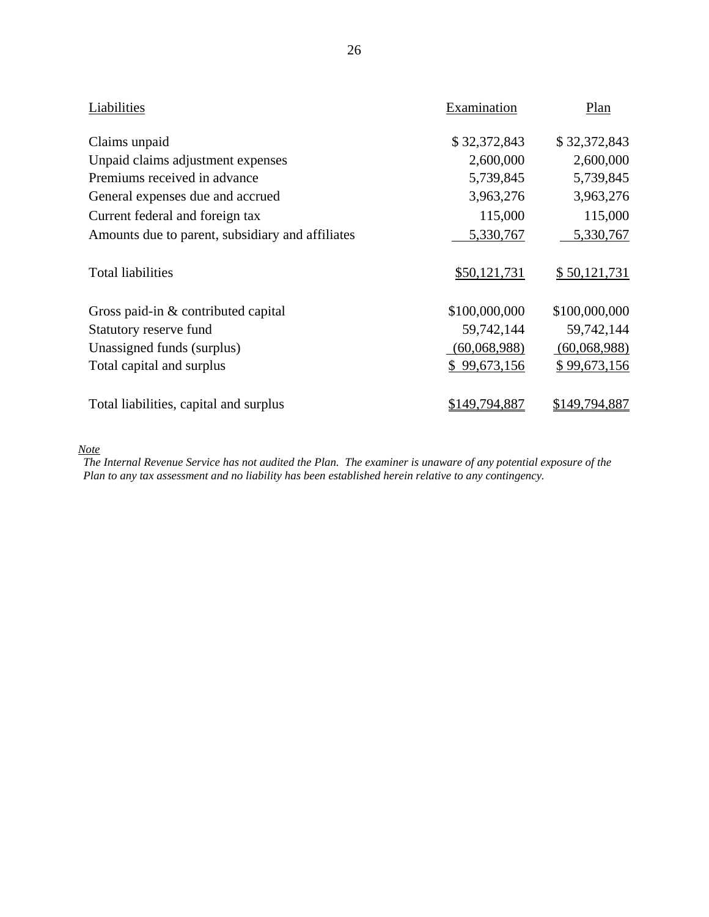| Liabilities | Examination | Plan |
| --- | --- | --- |
| Claims unpaid | $ 32,372,843 | $ 32,372,843 |
| Unpaid claims adjustment expenses | 2,600,000 | 2,600,000 |
| Premiums received in advance | 5,739,845 | 5,739,845 |
| General expenses due and accrued | 3,963,276 | 3,963,276 |
| Current federal and foreign tax | 115,000 | 115,000 |
| Amounts due to parent, subsidiary and affiliates | 5,330,767 | 5,330,767 |
| Total liabilities | $50,121,731 | $ 50,121,731 |
| Gross paid-in & contributed capital | $100,000,000 | $100,000,000 |
| Statutory reserve fund | 59,742,144 | 59,742,144 |
| Unassigned funds (surplus) | (60,068,988) | (60,068,988) |
| Total capital and surplus | $ 99,673,156 | $ 99,673,156 |
| Total liabilities, capital and surplus | $149,794,887 | $149,794,887 |

*Note*

*The Internal Revenue Service has not audited the Plan. The examiner is unaware of any potential exposure of the Plan to any tax assessment and no liability has been established herein relative to any contingency.*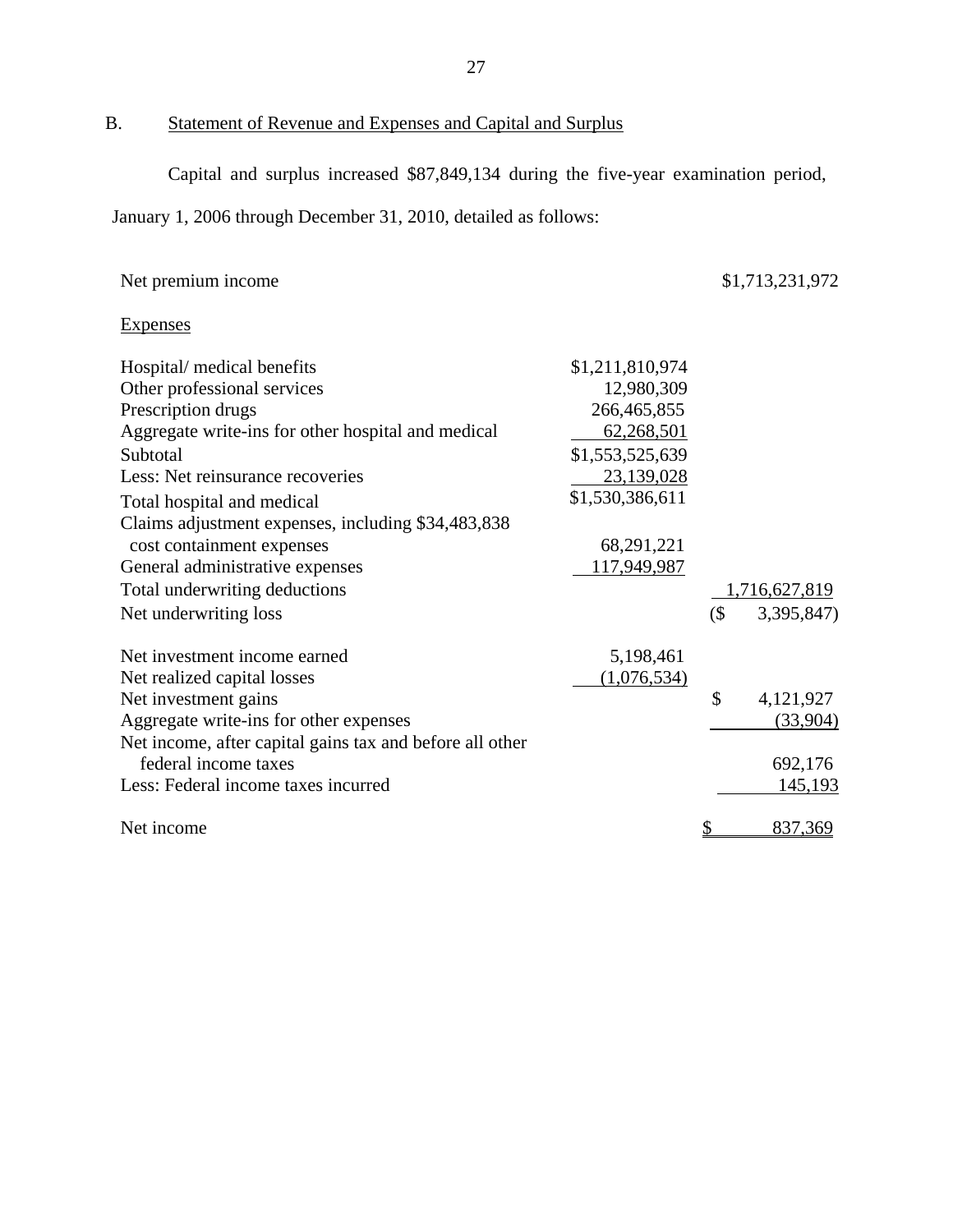## B. Statement of Revenue and Expenses and Capital and Surplus

Capital and surplus increased $87,849,134 during the five-year examination period, January 1, 2006 through December 31, 2010, detailed as follows:

| | | |
|---|---|---|
| Net premium income | | $1,713,231,972 |
| Expenses | | |
| Hospital/ medical benefits | $1,211,810,974 | |
| Other professional services | 12,980,309 | |
| Prescription drugs | 266,465,855 | |
| Aggregate write-ins for other hospital and medical | 62,268,501 | |
| Subtotal | $1,553,525,639 | |
| Less: Net reinsurance recoveries | 23,139,028 | |
| Total hospital and medical | $1,530,386,611 | |
| Claims adjustment expenses, including $34,483,838 cost containment expenses | 68,291,221 | |
| General administrative expenses | 117,949,987 | |
| Total underwriting deductions | | 1,716,627,819 |
| Net underwriting loss | | ($ 3,395,847) |
| Net investment income earned | 5,198,461 | |
| Net realized capital losses | (1,076,534) | |
| Net investment gains | | $ 4,121,927 |
| Aggregate write-ins for other expenses | | (33,904) |
| Net income, after capital gains tax and before all other federal income taxes | | 692,176 |
| Less: Federal income taxes incurred | | 145,193 |
| Net income | | $ 837,369 |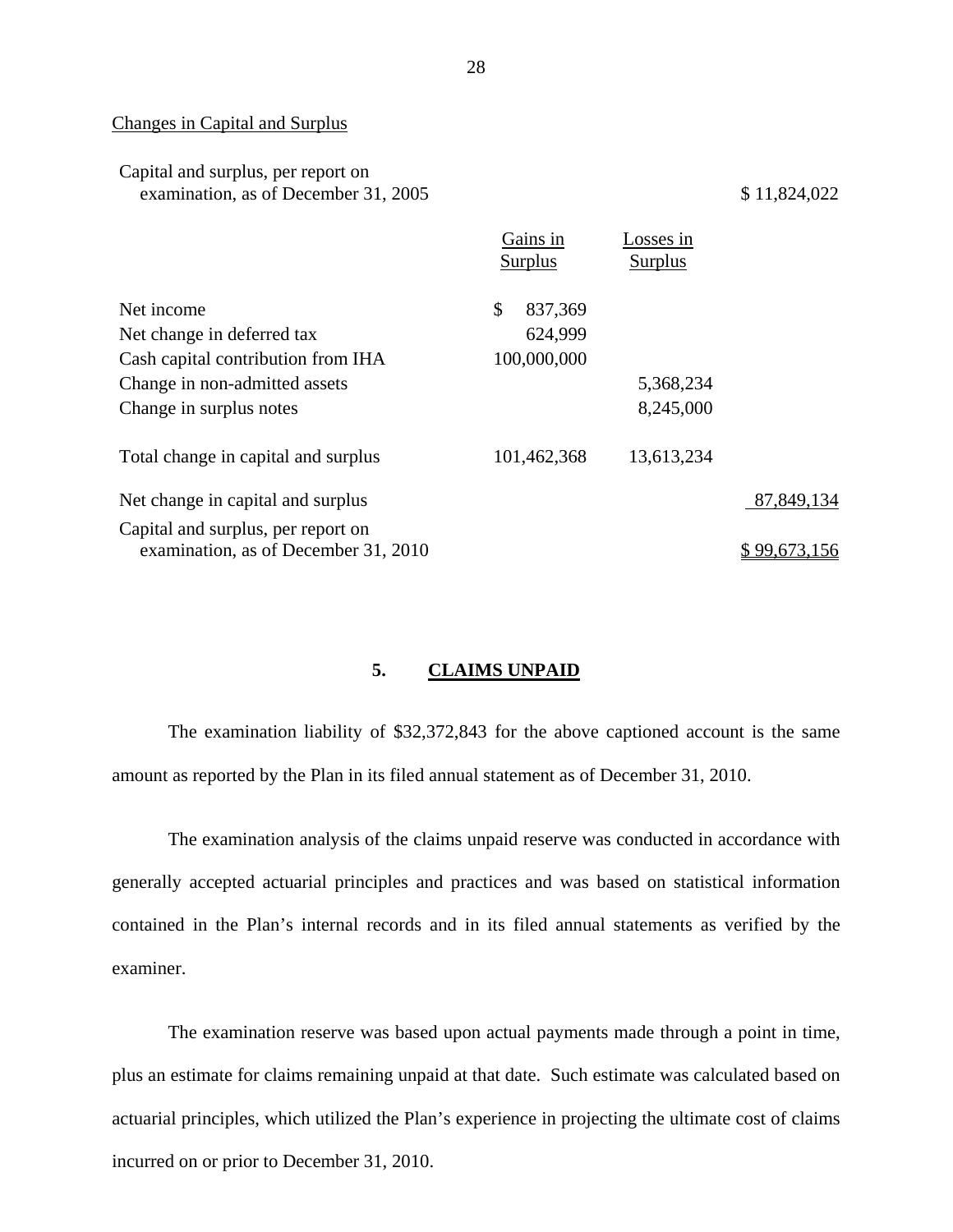Changes in Capital and Surplus

| | Gains in Surplus | Losses in Surplus | |
|---|---|---|---|
| Capital and surplus, per report on examination, as of December 31, 2005 | | | $ 11,824,022 |
| Net income | $ 837,369 | | |
| Net change in deferred tax | 624,999 | | |
| Cash capital contribution from IHA | 100,000,000 | | |
| Change in non-admitted assets | | 5,368,234 | |
| Change in surplus notes | | 8,245,000 | |
| Total change in capital and surplus | 101,462,368 | 13,613,234 | |
| Net change in capital and surplus | | | 87,849,134 |
| Capital and surplus, per report on examination, as of December 31, 2010 | | | $ 99,673,156 |

## 5. CLAIMS UNPAID

The examination liability of $32,372,843 for the above captioned account is the same amount as reported by the Plan in its filed annual statement as of December 31, 2010.

The examination analysis of the claims unpaid reserve was conducted in accordance with generally accepted actuarial principles and practices and was based on statistical information contained in the Plan's internal records and in its filed annual statements as verified by the examiner.

The examination reserve was based upon actual payments made through a point in time, plus an estimate for claims remaining unpaid at that date. Such estimate was calculated based on actuarial principles, which utilized the Plan's experience in projecting the ultimate cost of claims incurred on or prior to December 31, 2010.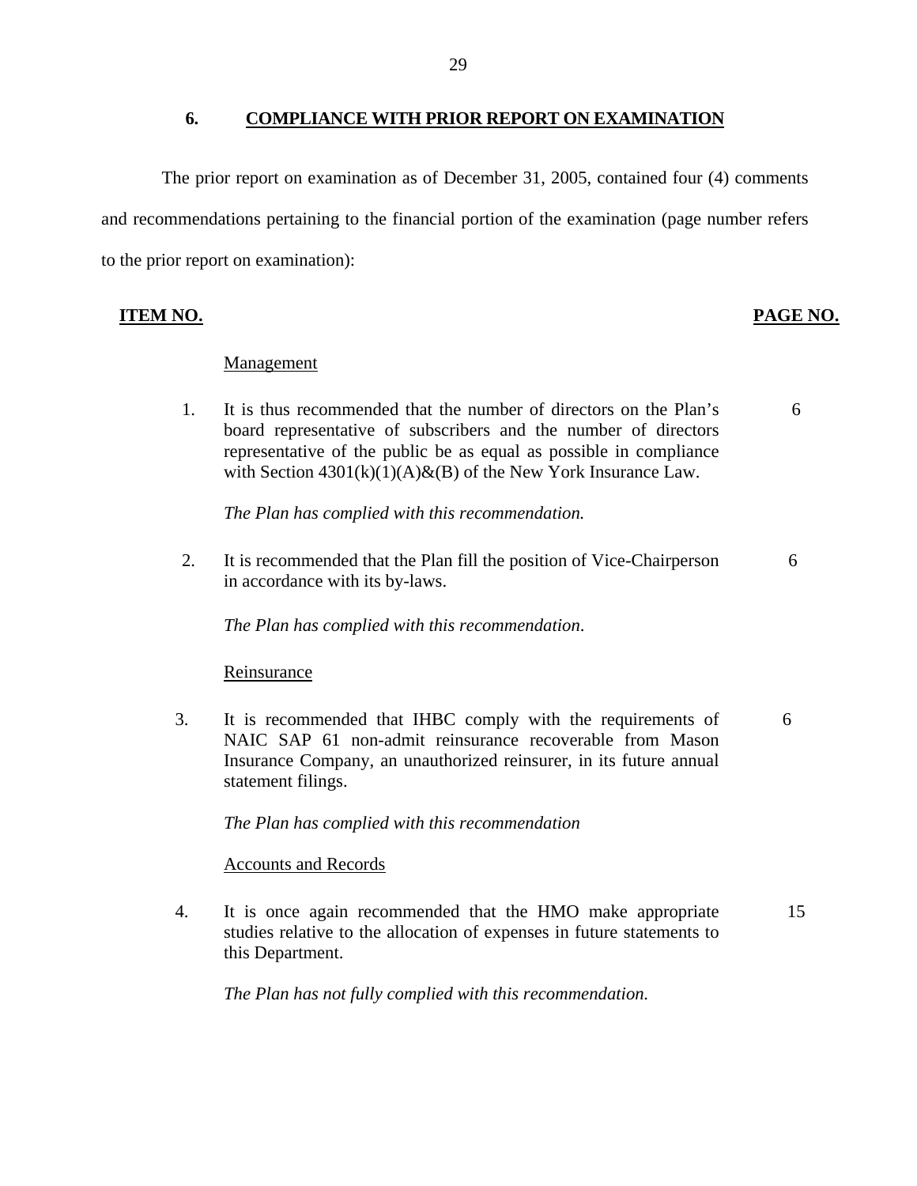## 6. COMPLIANCE WITH PRIOR REPORT ON EXAMINATION

The prior report on examination as of December 31, 2005, contained four (4) comments and recommendations pertaining to the financial portion of the examination (page number refers to the prior report on examination):

| ITEM NO. | | PAGE NO. |
|---|---|---|
| | Management | |
| 1. | It is thus recommended that the number of directors on the Plan's board representative of subscribers and the number of directors representative of the public be as equal as possible in compliance with Section 4301(k)(1)(A)&(B) of the New York Insurance Law.<br><br>*The Plan has complied with this recommendation.* | 6 |
| 2. | It is recommended that the Plan fill the position of Vice-Chairperson in accordance with its by-laws.<br><br>*The Plan has complied with this recommendation*. | 6 |
| | Reinsurance | |
| 3. | It is recommended that IHBC comply with the requirements of NAIC SAP 61 non-admit reinsurance recoverable from Mason Insurance Company, an unauthorized reinsurer, in its future annual statement filings.<br><br>*The Plan has complied with this recommendation* | 6 |
| | Accounts and Records | |
| 4. | It is once again recommended that the HMO make appropriate studies relative to the allocation of expenses in future statements to this Department.<br><br>*The Plan has not fully complied with this recommendation.* | 15 |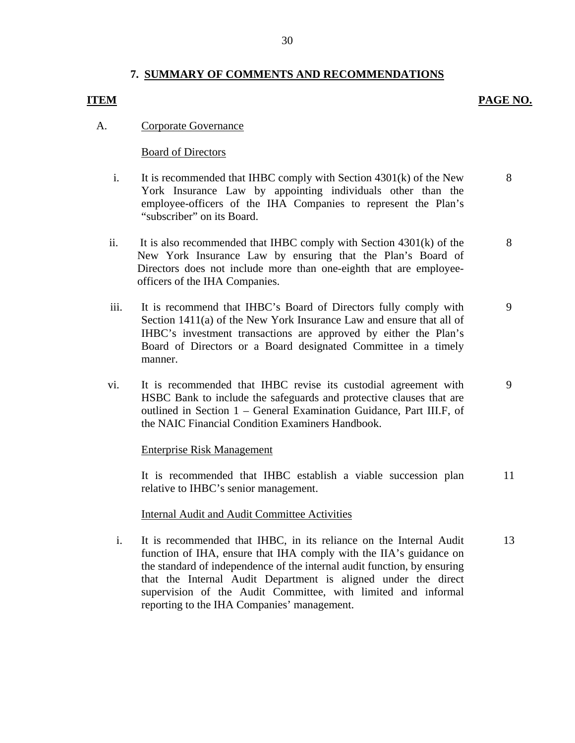## 7. SUMMARY OF COMMENTS AND RECOMMENDATIONS

| ITEM | | PAGE NO. |
|---|---|---|
| A. | Corporate Governance | |
| | Board of Directors | |
| i. | It is recommended that IHBC comply with Section 4301(k) of the New York Insurance Law by appointing individuals other than the employee-officers of the IHA Companies to represent the Plan's "subscriber" on its Board. | 8 |
| ii. | It is also recommended that IHBC comply with Section 4301(k) of the New York Insurance Law by ensuring that the Plan's Board of Directors does not include more than one-eighth that are employee-officers of the IHA Companies. | 8 |
| iii. | It is recommend that IHBC's Board of Directors fully comply with Section 1411(a) of the New York Insurance Law and ensure that all of IHBC's investment transactions are approved by either the Plan's Board of Directors or a Board designated Committee in a timely manner. | 9 |
| vi. | It is recommended that IHBC revise its custodial agreement with HSBC Bank to include the safeguards and protective clauses that are outlined in Section 1 – General Examination Guidance, Part III.F, of the NAIC Financial Condition Examiners Handbook. | 9 |
| | Enterprise Risk Management | |
| | It is recommended that IHBC establish a viable succession plan relative to IHBC's senior management. | 11 |
| | Internal Audit and Audit Committee Activities | |
| i. | It is recommended that IHBC, in its reliance on the Internal Audit function of IHA, ensure that IHA comply with the IIA's guidance on the standard of independence of the internal audit function, by ensuring that the Internal Audit Department is aligned under the direct supervision of the Audit Committee, with limited and informal reporting to the IHA Companies' management. | 13 |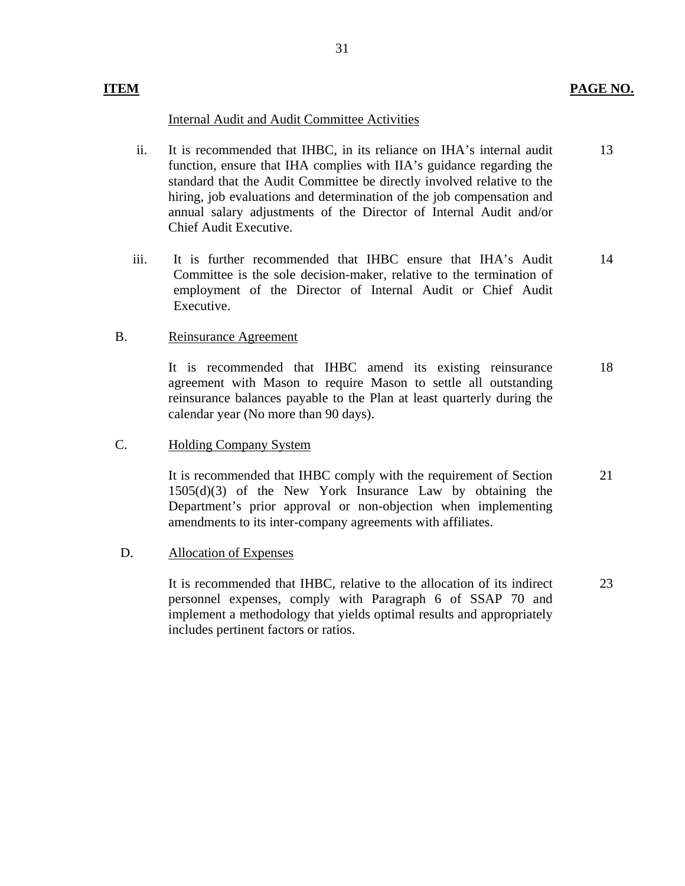| ITEM | | PAGE NO. |
|---|---|---|
| | Internal Audit and Audit Committee Activities | |
| ii. | It is recommended that IHBC, in its reliance on IHA's internal audit function, ensure that IHA complies with IIA's guidance regarding the standard that the Audit Committee be directly involved relative to the hiring, job evaluations and determination of the job compensation and annual salary adjustments of the Director of Internal Audit and/or Chief Audit Executive. | 13 |
| iii. | It is further recommended that IHBC ensure that IHA's Audit Committee is the sole decision-maker, relative to the termination of employment of the Director of Internal Audit or Chief Audit Executive. | 14 |
| B. | Reinsurance Agreement | |
| | It is recommended that IHBC amend its existing reinsurance agreement with Mason to require Mason to settle all outstanding reinsurance balances payable to the Plan at least quarterly during the calendar year (No more than 90 days). | 18 |
| C. | Holding Company System | |
| | It is recommended that IHBC comply with the requirement of Section 1505(d)(3) of the New York Insurance Law by obtaining the Department's prior approval or non-objection when implementing amendments to its inter-company agreements with affiliates. | 21 |
| D. | Allocation of Expenses | |
| | It is recommended that IHBC, relative to the allocation of its indirect personnel expenses, comply with Paragraph 6 of SSAP 70 and implement a methodology that yields optimal results and appropriately includes pertinent factors or ratios. | 23 |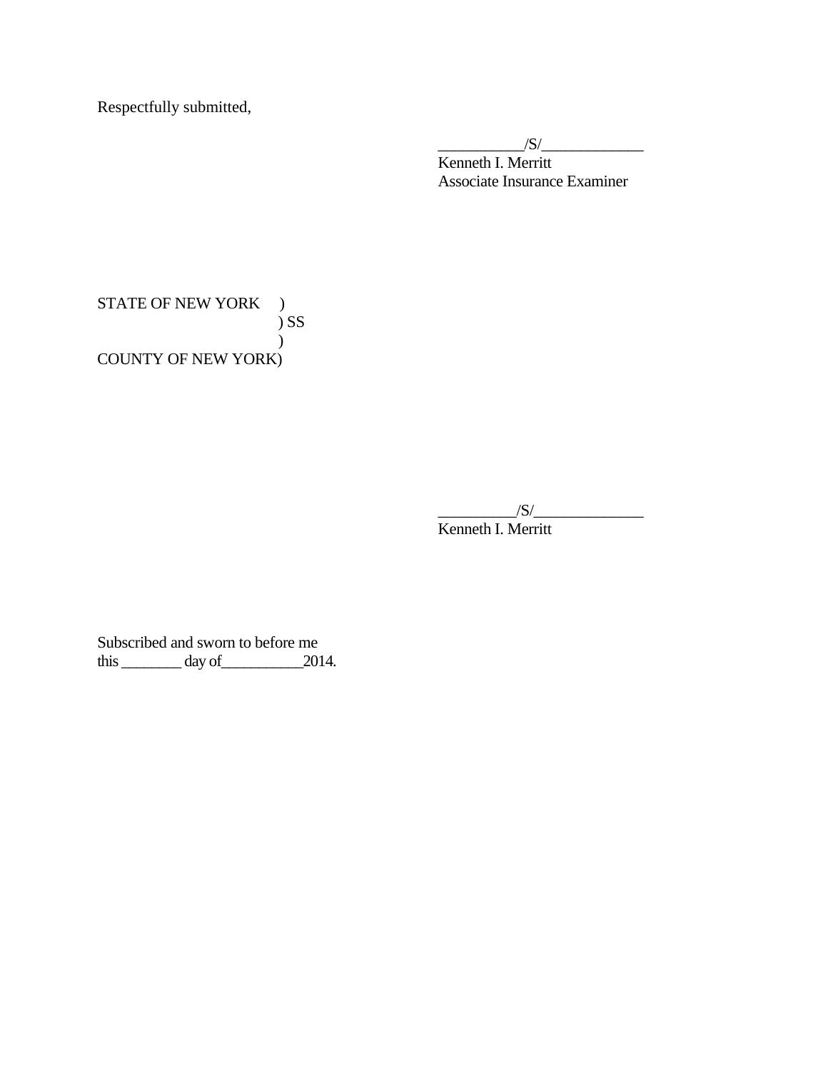Respectfully submitted,

___________/S/_____________
Kenneth I. Merritt
Associate Insurance Examiner

STATE OF NEW YORK )
) SS
)
COUNTY OF NEW YORK)

__________/S/______________
Kenneth I. Merritt

Subscribed and sworn to before me
this ________ day of___________2014.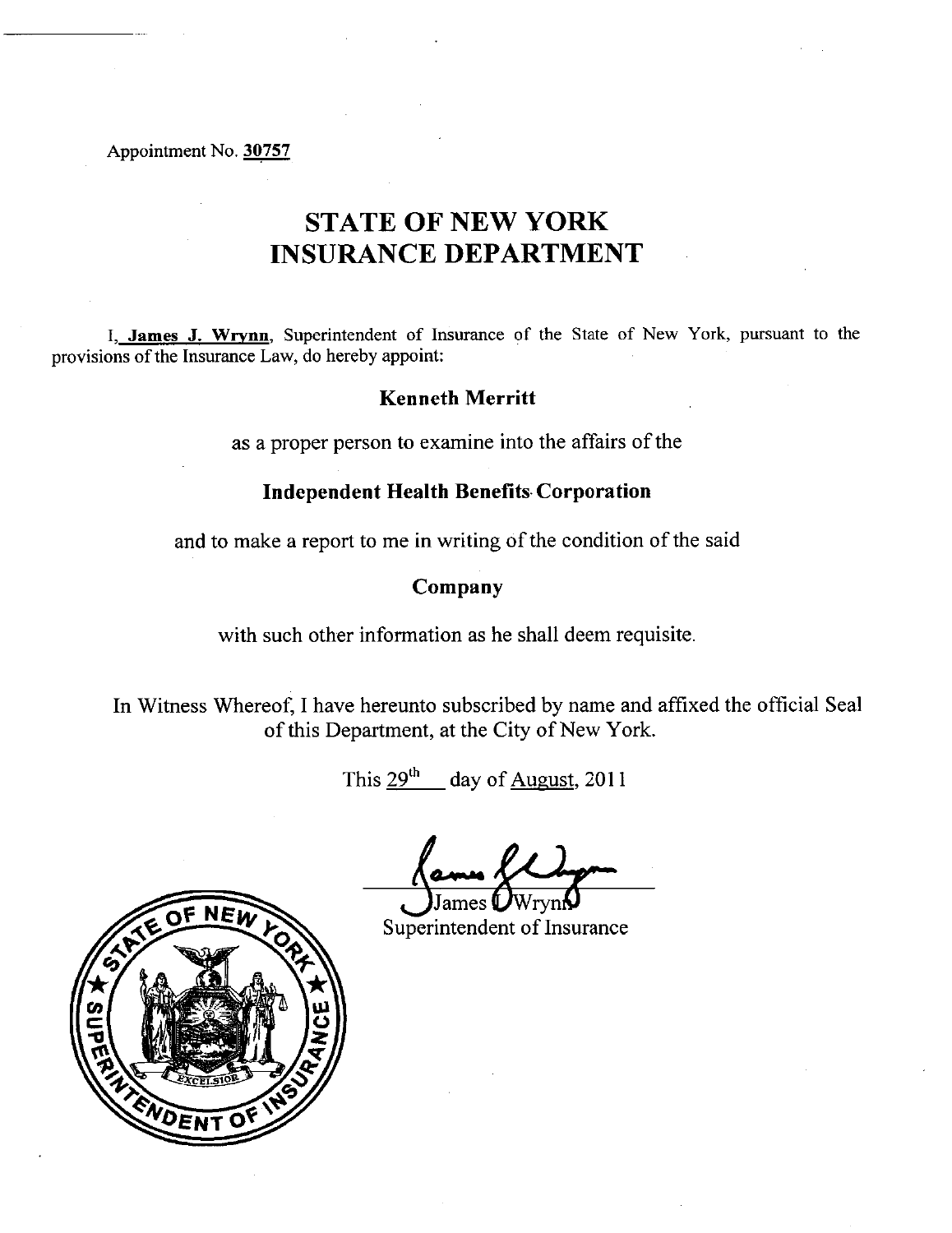Appointment No. 30757

# STATE OF NEW YORK
# INSURANCE DEPARTMENT

I, **James J. Wrynn**, Superintendent of Insurance of the State of New York, pursuant to the provisions of the Insurance Law, do hereby appoint:

**Kenneth Merritt**

as a proper person to examine into the affairs of the

**Independent Health Benefits Corporation**

and to make a report to me in writing of the condition of the said

**Company**

with such other information as he shall deem requisite.

In Witness Whereof, I have hereunto subscribed by name and affixed the official Seal of this Department, at the City of New York.

This 29th day of August, 2011

James J. Wrynn
Superintendent of Insurance

STATE OF NEW YORK SUPERINTENDENT OF INSURANCE
EXCELSIOR